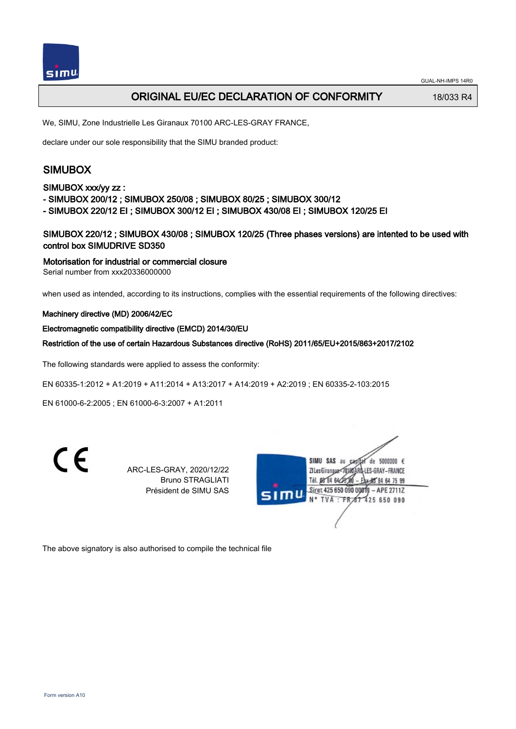# ORIGINAL EU/EC DECLARATION OF CONFORMITY

18/033 R4

We, SIMU, Zone Industrielle Les Giranaux 70100 ARC-LES-GRAY FRANCE,

declare under our sole responsibility that the SIMU branded product:

## SIMUBOX

SIMUBOX xxx/yy zz :

- SIMUBOX 200/12 ; SIMUBOX 250/08 ; SIMUBOX 80/25 ; SIMUBOX 300/12
- SIMUBOX 220/12 EI ; SIMUBOX 300/12 EI ; SIMUBOX 430/08 EI ; SIMUBOX 120/25 EI

SIMUBOX 220/12 ; SIMUBOX 430/08 ; SIMUBOX 120/25 (Three phases versions) are intented to be used with control box SIMUDRIVE SD350

Motorisation for industrial or commercial closure

Serial number from xxx20336000000

when used as intended, according to its instructions, complies with the essential requirements of the following directives:

Machinery directive (MD) 2006/42/EC

Electromagnetic compatibility directive (EMCD) 2014/30/EU

Restriction of the use of certain Hazardous Substances directive (RoHS) 2011/65/EU+2015/863+2017/2102

The following standards were applied to assess the conformity:

EN 60335-1:2012 + A1:2019 + A11:2014 + A13:2017 + A14:2019 + A2:2019 ; EN 60335-2-103:2015

EN 61000-6-2:2005 ; EN 61000-6-3:2007 + A1:2011

CE

ARC-LES-GRAY, 2020/12/22
Bruno STRAGLIATI
Président de SIMU SAS

SIMU SAS au capital de 5000000 €
ZI Les Giranaux 70100 ARC-LES-GRAY - FRANCE
Tél. 03 84 64 75 00 - Fax 03 84 64 75 99
Siret 425 650 090 00011 - APE 2711Z
N° TVA : FR 67 425 650 090

The above signatory is also authorised to compile the technical file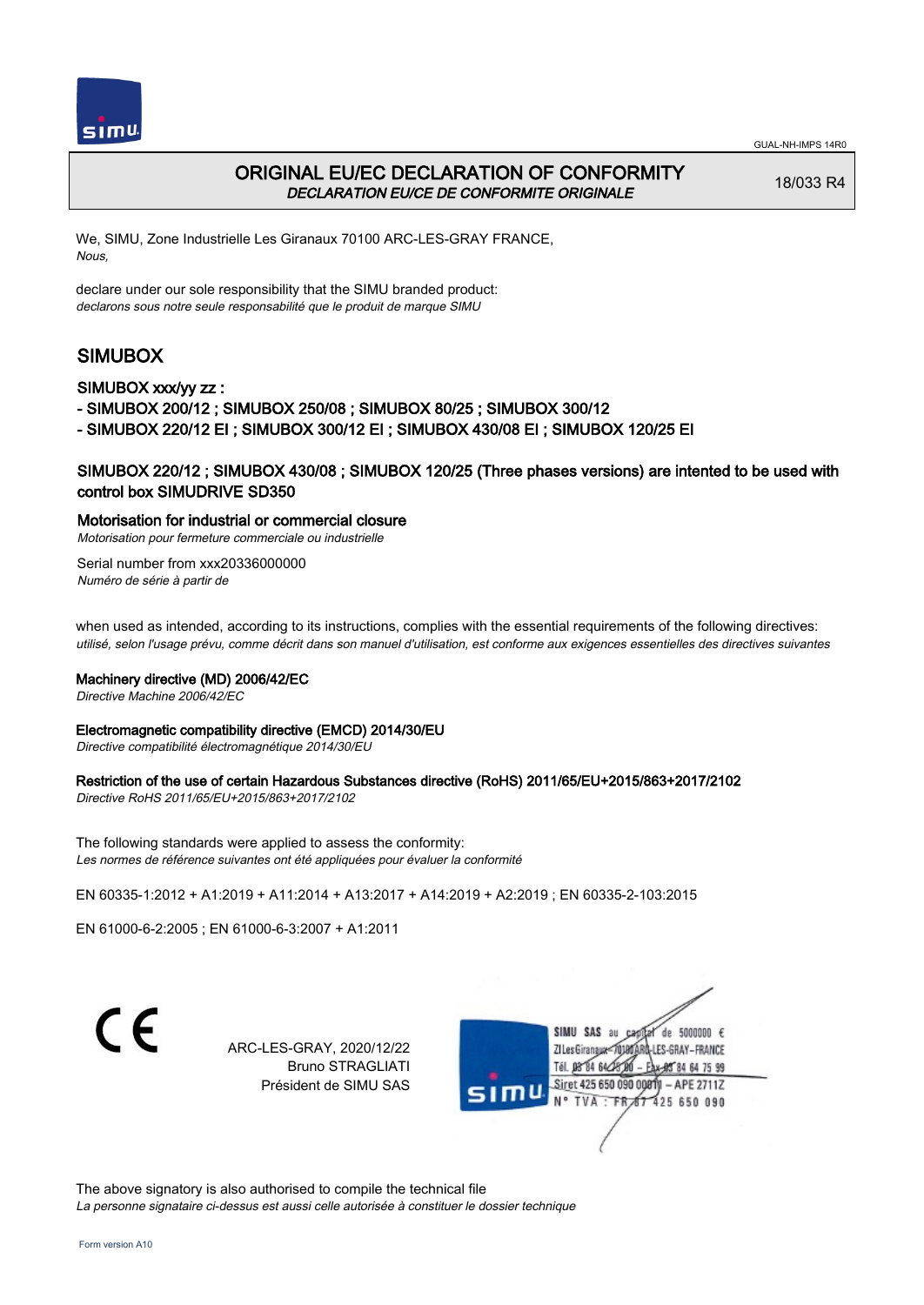# ORIGINAL EU/EC DECLARATION OF CONFORMITY

*DECLARATION EU/CE DE CONFORMITE ORIGINALE*

18/033 R4

We, SIMU, Zone Industrielle Les Giranaux 70100 ARC-LES-GRAY FRANCE,
*Nous,*

declare under our sole responsibility that the SIMU branded product:
*declarons sous notre seule responsabilité que le produit de marque SIMU*

## SIMUBOX

### SIMUBOX xxx/yy zz :

- SIMUBOX 200/12 ; SIMUBOX 250/08 ; SIMUBOX 80/25 ; SIMUBOX 300/12
- SIMUBOX 220/12 EI ; SIMUBOX 300/12 EI ; SIMUBOX 430/08 EI ; SIMUBOX 120/25 EI

### SIMUBOX 220/12 ; SIMUBOX 430/08 ; SIMUBOX 120/25 (Three phases versions) are intented to be used with control box SIMUDRIVE SD350

**Motorisation for industrial or commercial closure**
*Motorisation pour fermeture commerciale ou industrielle*

Serial number from xxx20336000000
*Numéro de série à partir de*

when used as intended, according to its instructions, complies with the essential requirements of the following directives:
*utilisé, selon l'usage prévu, comme décrit dans son manuel d'utilisation, est conforme aux exigences essentielles des directives suivantes*

**Machinery directive (MD) 2006/42/EC**
*Directive Machine 2006/42/EC*

**Electromagnetic compatibility directive (EMCD) 2014/30/EU**
*Directive compatibilité électromagnétique 2014/30/EU*

**Restriction of the use of certain Hazardous Substances directive (RoHS) 2011/65/EU+2015/863+2017/2102**
*Directive RoHS 2011/65/EU+2015/863+2017/2102*

The following standards were applied to assess the conformity:
*Les normes de référence suivantes ont été appliquées pour évaluer la conformité*

EN 60335-1:2012 + A1:2019 + A11:2014 + A13:2017 + A14:2019 + A2:2019 ; EN 60335-2-103:2015

EN 61000-6-2:2005 ; EN 61000-6-3:2007 + A1:2011

CE

ARC-LES-GRAY, 2020/12/22
Bruno STRAGLIATI
Président de SIMU SAS

SIMU SAS au capital de 5000000 €
ZI Les Giranaux 70100 ARC-LES-GRAY-FRANCE
Tél. 03 84 64 75 00 – Fax 03 84 64 75 99
Siret 425 650 090 00011 – APE 2711Z
N° TVA : FR 67 425 650 090

The above signatory is also authorised to compile the technical file
*La personne signataire ci-dessus est aussi celle autorisée à constituer le dossier technique*

Form version A10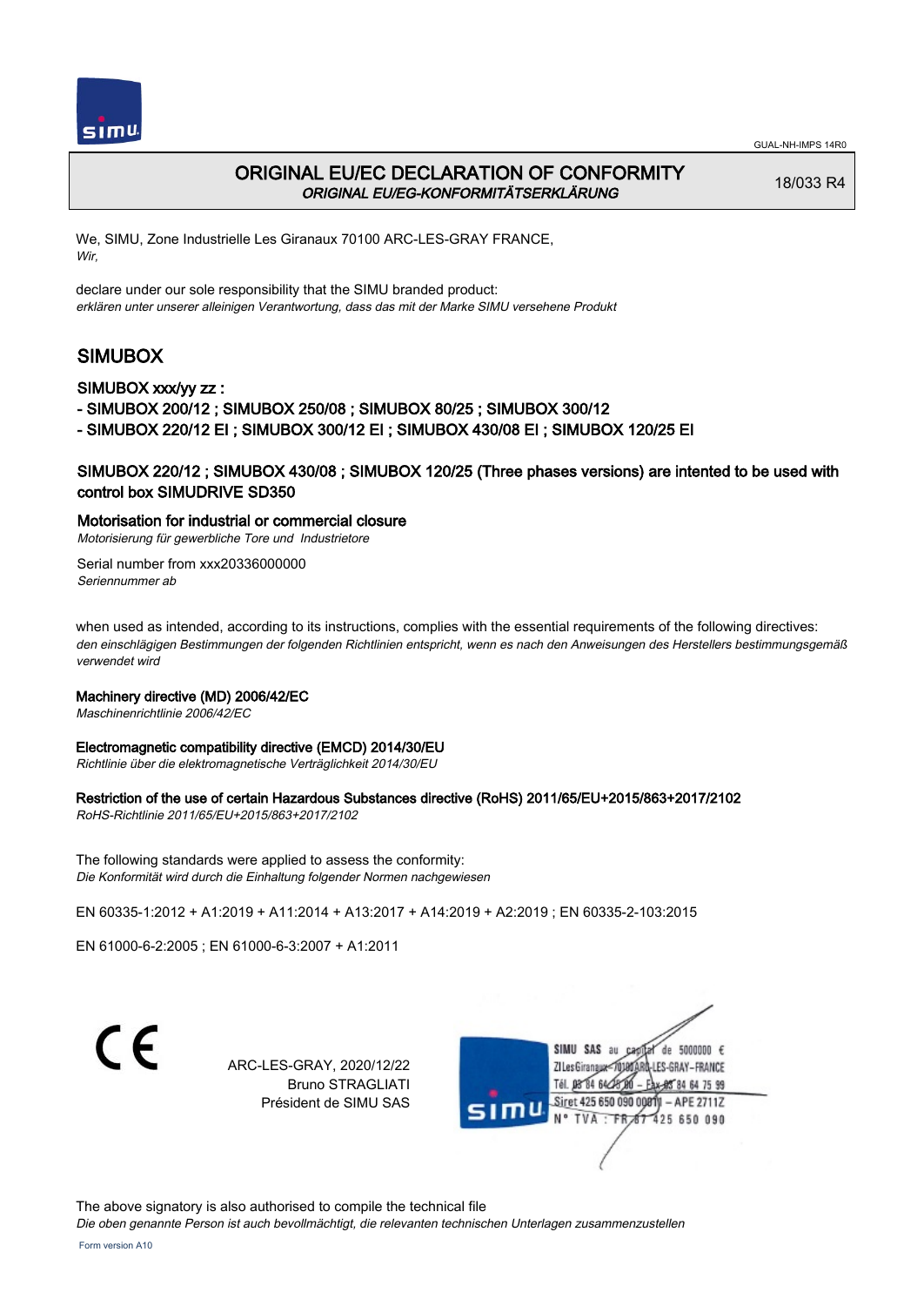GUAL-NH-IMPS 14R0

# ORIGINAL EU/EC DECLARATION OF CONFORMITY

*ORIGINAL EU/EG-KONFORMITÄTSERKLÄRUNG*

18/033 R4

We, SIMU, Zone Industrielle Les Giranaux 70100 ARC-LES-GRAY FRANCE,
*Wir,*

declare under our sole responsibility that the SIMU branded product:
*erklären unter unserer alleinigen Verantwortung, dass das mit der Marke SIMU versehene Produkt*

## SIMUBOX

### SIMUBOX xxx/yy zz :

- SIMUBOX 200/12 ; SIMUBOX 250/08 ; SIMUBOX 80/25 ; SIMUBOX 300/12
- SIMUBOX 220/12 EI ; SIMUBOX 300/12 EI ; SIMUBOX 430/08 EI ; SIMUBOX 120/25 EI

### SIMUBOX 220/12 ; SIMUBOX 430/08 ; SIMUBOX 120/25 (Three phases versions) are intented to be used with control box SIMUDRIVE SD350

**Motorisation for industrial or commercial closure**
*Motorisierung für gewerbliche Tore und Industrietore*

Serial number from xxx20336000000
*Seriennummer ab*

when used as intended, according to its instructions, complies with the essential requirements of the following directives:
*den einschlägigen Bestimmungen der folgenden Richtlinien entspricht, wenn es nach den Anweisungen des Herstellers bestimmungsgemäß verwendet wird*

**Machinery directive (MD) 2006/42/EC**
*Maschinenrichtlinie 2006/42/EC*

**Electromagnetic compatibility directive (EMCD) 2014/30/EU**
*Richtlinie über die elektromagnetische Verträglichkeit 2014/30/EU*

**Restriction of the use of certain Hazardous Substances directive (RoHS) 2011/65/EU+2015/863+2017/2102**
*RoHS-Richtlinie 2011/65/EU+2015/863+2017/2102*

The following standards were applied to assess the conformity:
*Die Konformität wird durch die Einhaltung folgender Normen nachgewiesen*

EN 60335-1:2012 + A1:2019 + A11:2014 + A13:2017 + A14:2019 + A2:2019 ; EN 60335-2-103:2015

EN 61000-6-2:2005 ; EN 61000-6-3:2007 + A1:2011

CE

ARC-LES-GRAY, 2020/12/22
Bruno STRAGLIATI
Président de SIMU SAS

SIMU SAS au capital de 5000000 €
ZI Les Giranaux 70100 ARC-LES-GRAY-FRANCE
Tél. 03 84 64 75 00 – Fax 03 84 64 75 99
Siret 425 650 090 00011 – APE 2711Z
N° TVA : FR 87 425 650 090

The above signatory is also authorised to compile the technical file
*Die oben genannte Person ist auch bevollmächtigt, die relevanten technischen Unterlagen zusammenzustellen*

Form version A10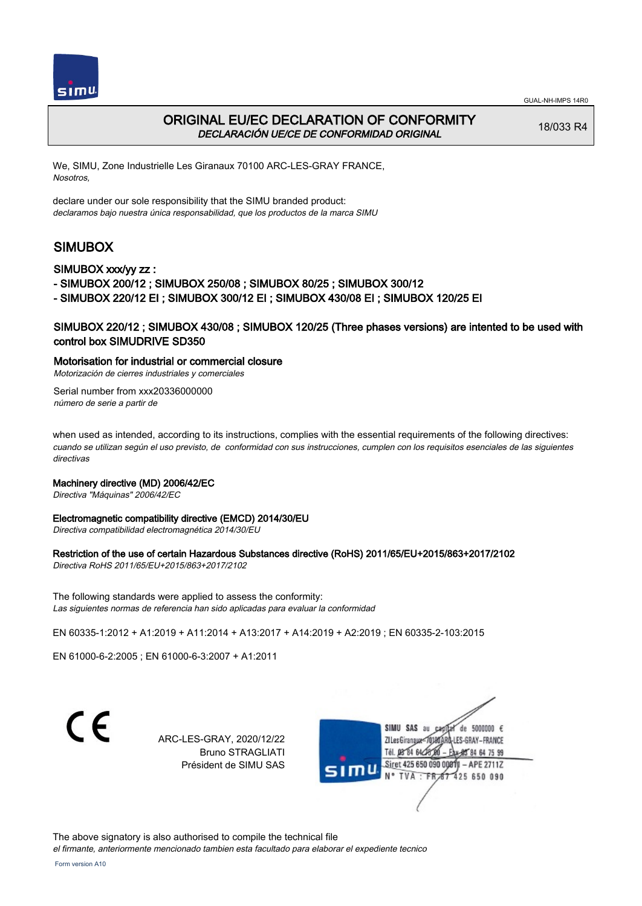GUAL-NH-IMPS 14R0

# ORIGINAL EU/EC DECLARATION OF CONFORMITY

*DECLARACIÓN UE/CE DE CONFORMIDAD ORIGINAL*

18/033 R4

We, SIMU, Zone Industrielle Les Giranaux 70100 ARC-LES-GRAY FRANCE,
*Nosotros,*

declare under our sole responsibility that the SIMU branded product:
*declaramos bajo nuestra única responsabilidad, que los productos de la marca SIMU*

## SIMUBOX

### SIMUBOX xxx/yy zz :

- SIMUBOX 200/12 ; SIMUBOX 250/08 ; SIMUBOX 80/25 ; SIMUBOX 300/12
- SIMUBOX 220/12 EI ; SIMUBOX 300/12 EI ; SIMUBOX 430/08 EI ; SIMUBOX 120/25 EI

SIMUBOX 220/12 ; SIMUBOX 430/08 ; SIMUBOX 120/25 (Three phases versions) are intented to be used with control box SIMUDRIVE SD350

**Motorisation for industrial or commercial closure**
*Motorización de cierres industriales y comerciales*

Serial number from xxx20336000000
*número de serie a partir de*

when used as intended, according to its instructions, complies with the essential requirements of the following directives:
*cuando se utilizan según el uso previsto, de conformidad con sus instrucciones, cumplen con los requisitos esenciales de las siguientes directivas*

**Machinery directive (MD) 2006/42/EC**
*Directiva "Máquinas" 2006/42/EC*

**Electromagnetic compatibility directive (EMCD) 2014/30/EU**
*Directiva compatibilidad electromagnética 2014/30/EU*

**Restriction of the use of certain Hazardous Substances directive (RoHS) 2011/65/EU+2015/863+2017/2102**
*Directiva RoHS 2011/65/EU+2015/863+2017/2102*

The following standards were applied to assess the conformity:
*Las siguientes normas de referencia han sido aplicadas para evaluar la conformidad*

EN 60335-1:2012 + A1:2019 + A11:2014 + A13:2017 + A14:2019 + A2:2019 ; EN 60335-2-103:2015

EN 61000-6-2:2005 ; EN 61000-6-3:2007 + A1:2011

CE

ARC-LES-GRAY, 2020/12/22
Bruno STRAGLIATI
Président de SIMU SAS

SIMU SAS au capital de 5000000 €
ZI Les Giranaux 70100 ARC-LES-GRAY-FRANCE
Tél. 03 84 64 75 00 – Fax 03 84 64 75 99
Siret 425 650 090 00011 – APE 2711Z
N° TVA : FR 87 425 650 090

The above signatory is also authorised to compile the technical file
*el firmante, anteriormente mencionado tambien esta facultado para elaborar el expediente tecnico*

Form version A10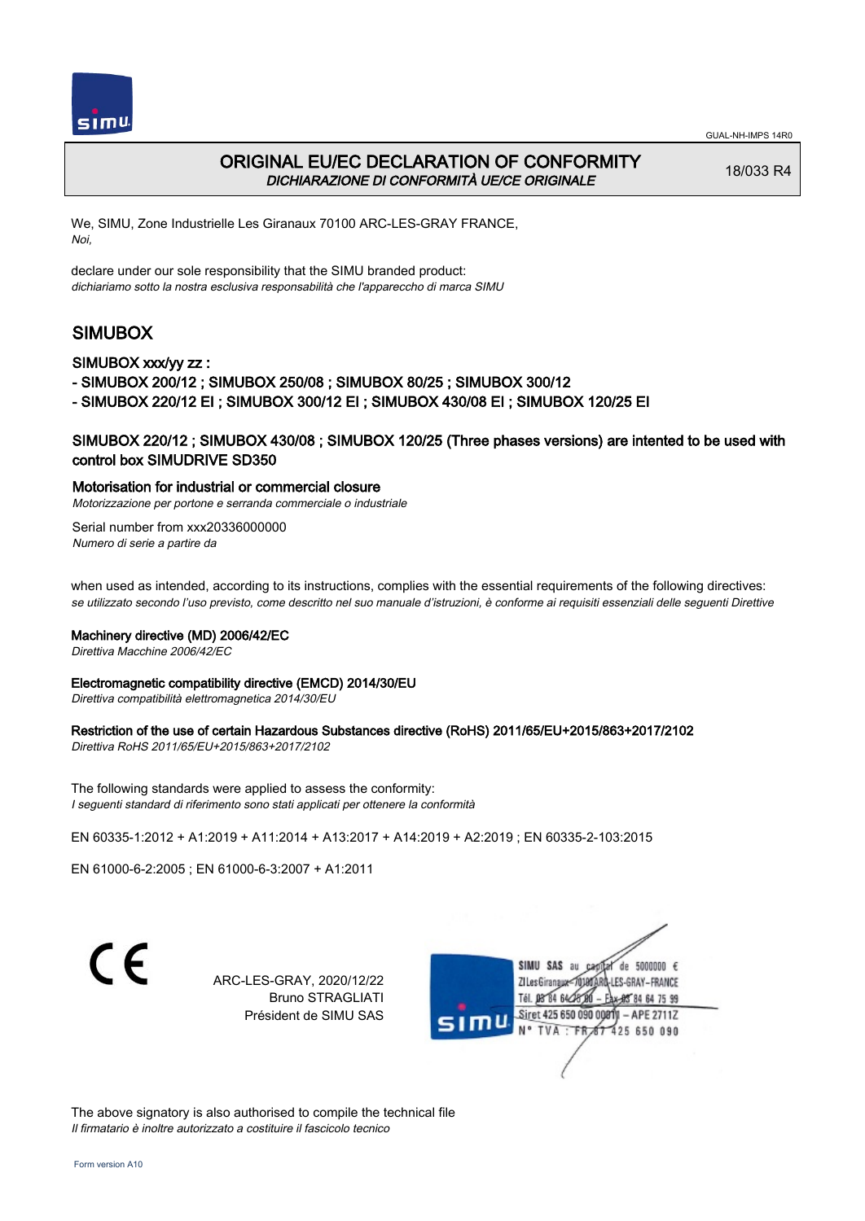GUAL-NH-IMPS 14R0

# ORIGINAL EU/EC DECLARATION OF CONFORMITY

*DICHIARAZIONE DI CONFORMITÀ UE/CE ORIGINALE*

18/033 R4

We, SIMU, Zone Industrielle Les Giranaux 70100 ARC-LES-GRAY FRANCE,
*Noi,*

declare under our sole responsibility that the SIMU branded product:
*dichiariamo sotto la nostra esclusiva responsabilità che l'apparecchio di marca SIMU*

## SIMUBOX

### SIMUBOX xxx/yy zz :

- SIMUBOX 200/12 ; SIMUBOX 250/08 ; SIMUBOX 80/25 ; SIMUBOX 300/12
- SIMUBOX 220/12 EI ; SIMUBOX 300/12 EI ; SIMUBOX 430/08 EI ; SIMUBOX 120/25 EI

### SIMUBOX 220/12 ; SIMUBOX 430/08 ; SIMUBOX 120/25 (Three phases versions) are intented to be used with control box SIMUDRIVE SD350

### Motorisation for industrial or commercial closure

*Motorizzazione per portone e serranda commerciale o industriale*

Serial number from xxx20336000000
*Numero di serie a partire da*

when used as intended, according to its instructions, complies with the essential requirements of the following directives:
*se utilizzato secondo l'uso previsto, come descritto nel suo manuale d'istruzioni, è conforme ai requisiti essenziali delle seguenti Direttive*

**Machinery directive (MD) 2006/42/EC**
*Direttiva Macchine 2006/42/EC*

**Electromagnetic compatibility directive (EMCD) 2014/30/EU**
*Direttiva compatibilità elettromagnetica 2014/30/EU*

**Restriction of the use of certain Hazardous Substances directive (RoHS) 2011/65/EU+2015/863+2017/2102**
*Direttiva RoHS 2011/65/EU+2015/863+2017/2102*

The following standards were applied to assess the conformity:
*I seguenti standard di riferimento sono stati applicati per ottenere la conformità*

EN 60335-1:2012 + A1:2019 + A11:2014 + A13:2017 + A14:2019 + A2:2019 ; EN 60335-2-103:2015

EN 61000-6-2:2005 ; EN 61000-6-3:2007 + A1:2011

CE

ARC-LES-GRAY, 2020/12/22
Bruno STRAGLIATI
Président de SIMU SAS

SIMU SAS au capital de 5000000 €
ZI Les Giranaux 70100 ARC-LES-GRAY-FRANCE
Tél. 03 84 64 75 00 – Fax 03 84 64 75 99
Siret 425 650 090 00011 – APE 2711Z
N° TVA : FR 67 425 650 090

The above signatory is also authorised to compile the technical file
*Il firmatario è inoltre autorizzato a costituire il fascicolo tecnico*

Form version A10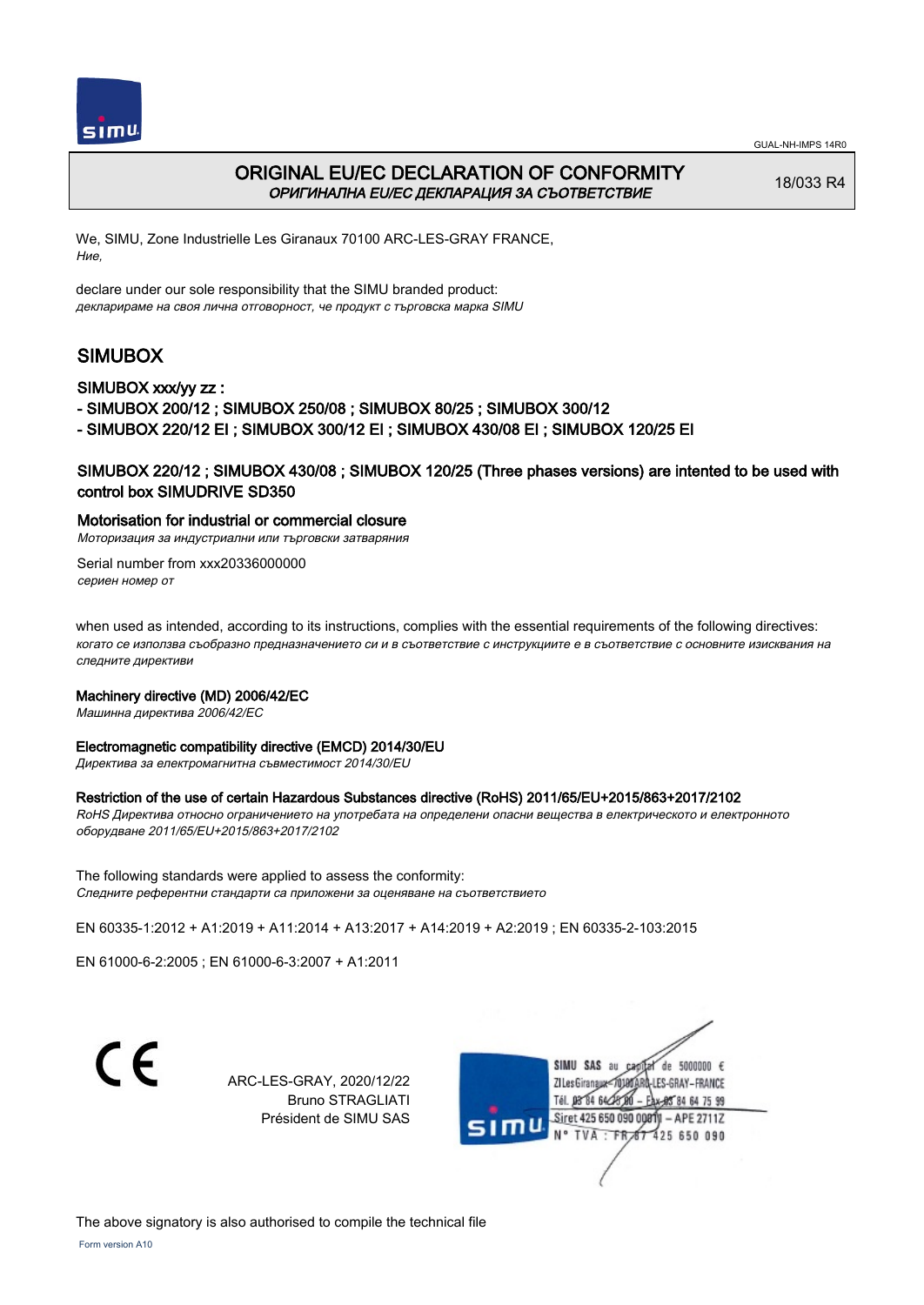GUAL-NH-IMPS 14R0

# ORIGINAL EU/EC DECLARATION OF CONFORMITY

*ОРИГИНАЛНА EU/EC ДЕКЛАРАЦИЯ ЗА СЪОТВЕТСТВИЕ*

18/033 R4

We, SIMU, Zone Industrielle Les Giranaux 70100 ARC-LES-GRAY FRANCE,
*Ние,*

declare under our sole responsibility that the SIMU branded product:
*декларираме на своя лична отговорност, че продукт с търговска марка SIMU*

## SIMUBOX

### SIMUBOX xxx/yy zz :

- SIMUBOX 200/12 ; SIMUBOX 250/08 ; SIMUBOX 80/25 ; SIMUBOX 300/12
- SIMUBOX 220/12 EI ; SIMUBOX 300/12 EI ; SIMUBOX 430/08 EI ; SIMUBOX 120/25 EI

### SIMUBOX 220/12 ; SIMUBOX 430/08 ; SIMUBOX 120/25 (Three phases versions) are intented to be used with control box SIMUDRIVE SD350

**Motorisation for industrial or commercial closure**
*Моторизация за индустриални или търговски затваряния*

Serial number from xxx20336000000
*сериен номер от*

when used as intended, according to its instructions, complies with the essential requirements of the following directives:
*когато се използва съобразно предназначението си и в съответствие с инструкциите е в съответствие с основните изисквания на следните директиви*

**Machinery directive (MD) 2006/42/EC**
*Машинна директива 2006/42/EC*

**Electromagnetic compatibility directive (EMCD) 2014/30/EU**
*Директива за електромагнитна съвместимост 2014/30/EU*

**Restriction of the use of certain Hazardous Substances directive (RoHS) 2011/65/EU+2015/863+2017/2102**
*RoHS Директива относно ограничението на употребата на определени опасни вещества в електрическото и електронното оборудване 2011/65/EU+2015/863+2017/2102*

The following standards were applied to assess the conformity:
*Следните референтни стандарти са приложени за оценяване на съответствието*

EN 60335-1:2012 + A1:2019 + A11:2014 + A13:2017 + A14:2019 + A2:2019 ; EN 60335-2-103:2015

EN 61000-6-2:2005 ; EN 61000-6-3:2007 + A1:2011

ARC-LES-GRAY, 2020/12/22
Bruno STRAGLIATI
Président de SIMU SAS

SIMU SAS au capital de 5000000 €
ZI Les Giranaux 70100 ARC-LES-GRAY-FRANCE
Tél. 03 84 64 75 00 – Fax 03 84 64 75 99
Siret 425 650 090 00011 – APE 2711Z
N° TVA : FR 87 425 650 090

The above signatory is also authorised to compile the technical file

Form version A10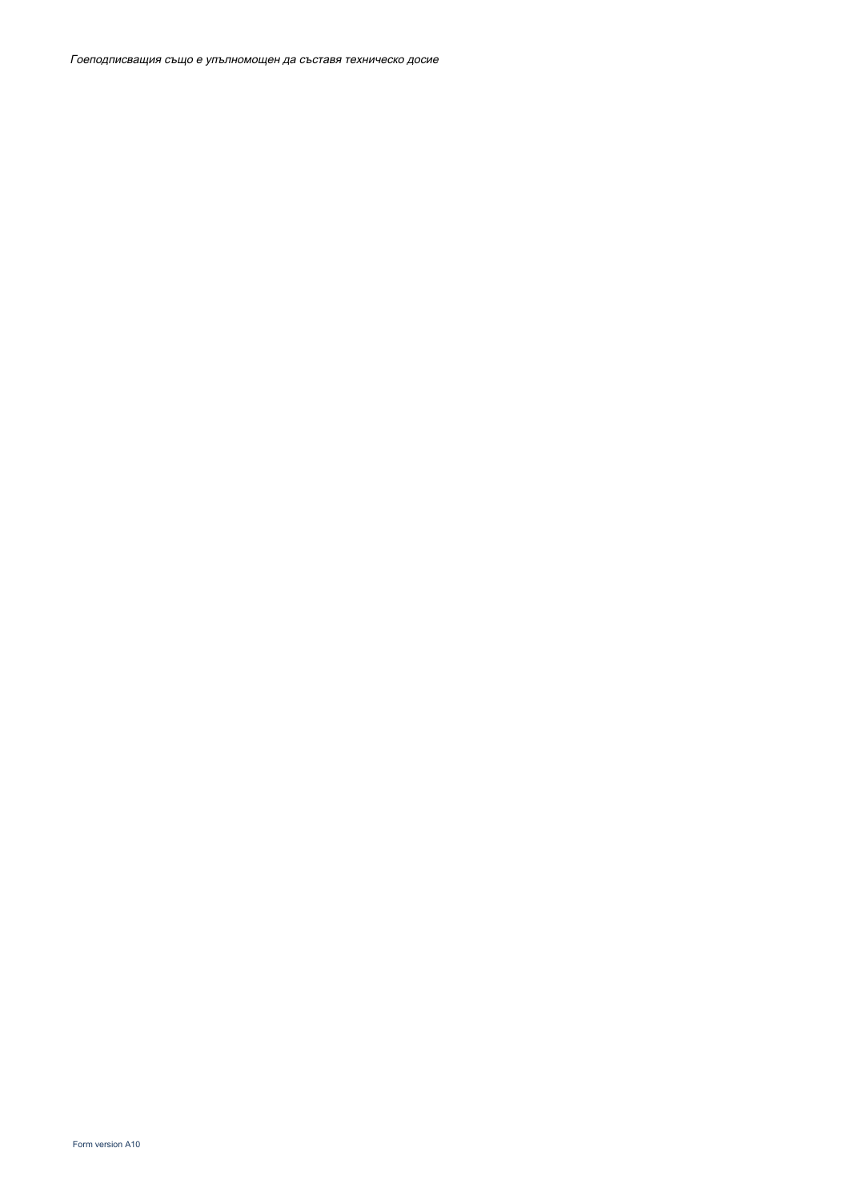*Гоеподписващия също е упълномощен да съставя техническо досие*

Form version A10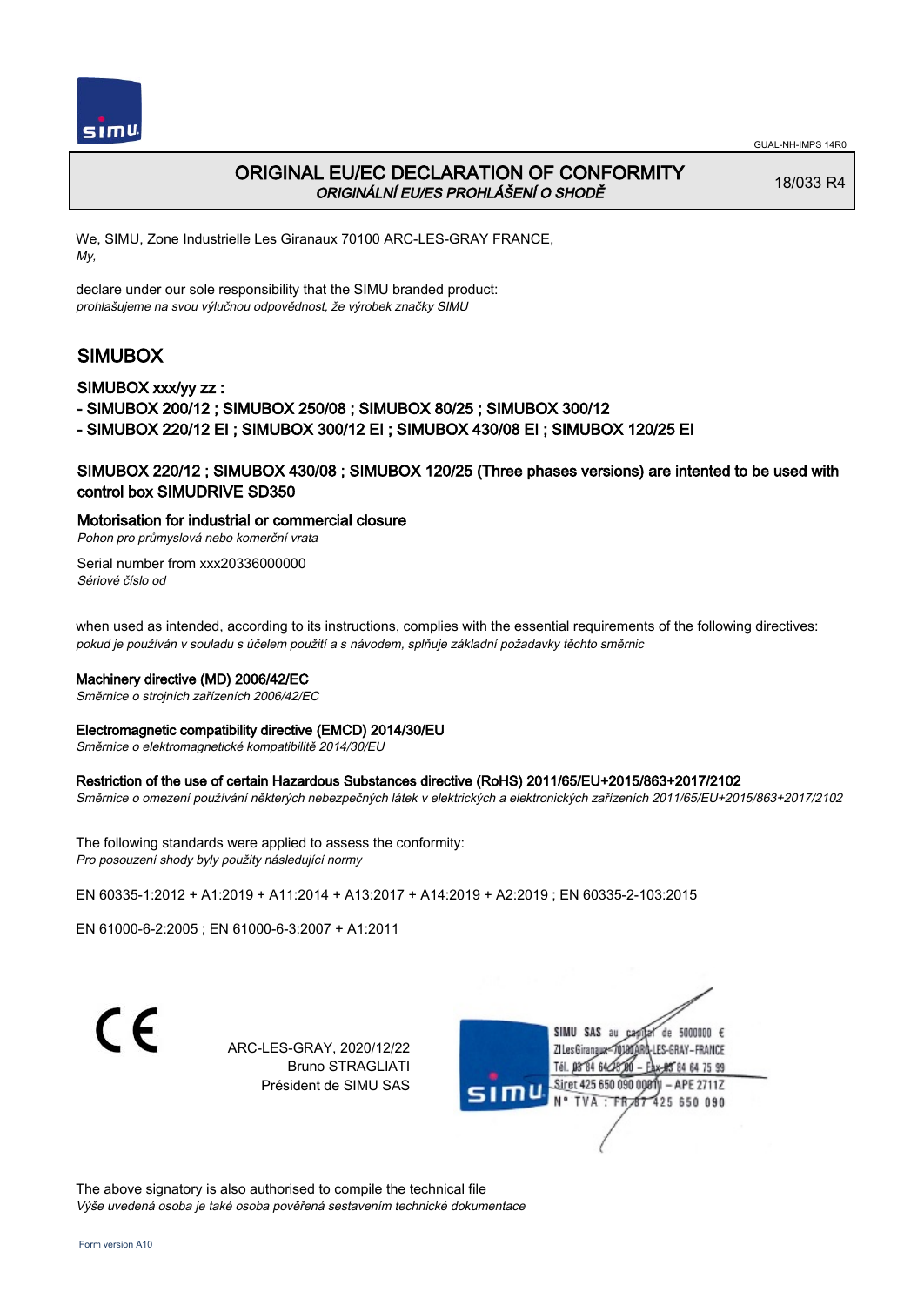GUAL-NH-IMPS 14R0

# ORIGINAL EU/EC DECLARATION OF CONFORMITY
*ORIGINÁLNÍ EU/ES PROHLÁŠENÍ O SHODĚ*

18/033 R4

We, SIMU, Zone Industrielle Les Giranaux 70100 ARC-LES-GRAY FRANCE,
*My,*

declare under our sole responsibility that the SIMU branded product:
*prohlašujeme na svou výlučnou odpovědnost, že výrobek značky SIMU*

## SIMUBOX

### SIMUBOX xxx/yy zz :

- SIMUBOX 200/12 ; SIMUBOX 250/08 ; SIMUBOX 80/25 ; SIMUBOX 300/12
- SIMUBOX 220/12 EI ; SIMUBOX 300/12 EI ; SIMUBOX 430/08 EI ; SIMUBOX 120/25 EI

### SIMUBOX 220/12 ; SIMUBOX 430/08 ; SIMUBOX 120/25 (Three phases versions) are intented to be used with control box SIMUDRIVE SD350

**Motorisation for industrial or commercial closure**
*Pohon pro průmyslová nebo komerční vrata*

Serial number from xxx20336000000
*Sériové číslo od*

when used as intended, according to its instructions, complies with the essential requirements of the following directives:
*pokud je používán v souladu s účelem použití a s návodem, splňuje základní požadavky těchto směrnic*

**Machinery directive (MD) 2006/42/EC**
*Směrnice o strojních zařízeních 2006/42/EC*

**Electromagnetic compatibility directive (EMCD) 2014/30/EU**
*Směrnice o elektromagnetické kompatibilitě 2014/30/EU*

**Restriction of the use of certain Hazardous Substances directive (RoHS) 2011/65/EU+2015/863+2017/2102**
*Směrnice o omezení používání některých nebezpečných látek v elektrických a elektronických zařízeních 2011/65/EU+2015/863+2017/2102*

The following standards were applied to assess the conformity:
*Pro posouzení shody byly použity následující normy*

EN 60335-1:2012 + A1:2019 + A11:2014 + A13:2017 + A14:2019 + A2:2019 ; EN 60335-2-103:2015

EN 61000-6-2:2005 ; EN 61000-6-3:2007 + A1:2011

CE

ARC-LES-GRAY, 2020/12/22
Bruno STRAGLIATI
Président de SIMU SAS

SIMU SAS au capital de 5000000 €
ZI Les Giranaux 70100 ARC-LES-GRAY-FRANCE
Tél. 03 84 64 75 00 – Fax 03 84 64 75 99
Siret 425 650 090 00011 – APE 2711Z
N° TVA : FR 67 425 650 090

The above signatory is also authorised to compile the technical file
*Výše uvedená osoba je také osoba pověřená sestavením technické dokumentace*

Form version A10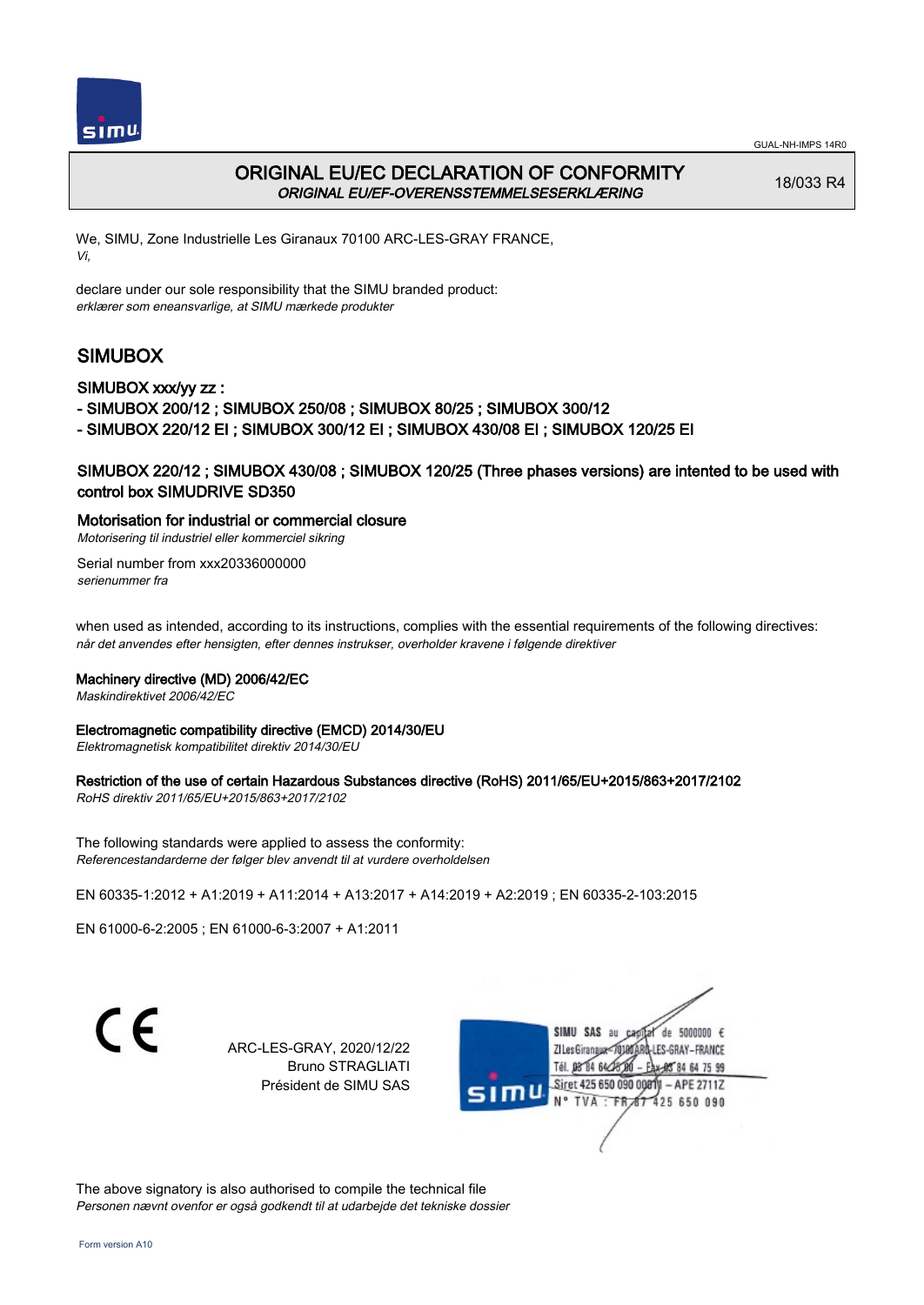GUAL-NH-IMPS 14R0

# ORIGINAL EU/EC DECLARATION OF CONFORMITY

*ORIGINAL EU/EF-OVERENSSTEMMELSESERKLÆRING*

18/033 R4

We, SIMU, Zone Industrielle Les Giranaux 70100 ARC-LES-GRAY FRANCE,
*Vi,*

declare under our sole responsibility that the SIMU branded product:
*erklærer som eneansvarlige, at SIMU mærkede produkter*

## SIMUBOX

### SIMUBOX xxx/yy zz :

- SIMUBOX 200/12 ; SIMUBOX 250/08 ; SIMUBOX 80/25 ; SIMUBOX 300/12
- SIMUBOX 220/12 EI ; SIMUBOX 300/12 EI ; SIMUBOX 430/08 EI ; SIMUBOX 120/25 EI

### SIMUBOX 220/12 ; SIMUBOX 430/08 ; SIMUBOX 120/25 (Three phases versions) are intented to be used with control box SIMUDRIVE SD350

**Motorisation for industrial or commercial closure**
*Motorisering til industriel eller kommerciel sikring*

Serial number from xxx20336000000
*serienummer fra*

when used as intended, according to its instructions, complies with the essential requirements of the following directives:
*når det anvendes efter hensigten, efter dennes instrukser, overholder kravene i følgende direktiver*

**Machinery directive (MD) 2006/42/EC**
*Maskindirektivet 2006/42/EC*

**Electromagnetic compatibility directive (EMCD) 2014/30/EU**
*Elektromagnetisk kompatibilitet direktiv 2014/30/EU*

**Restriction of the use of certain Hazardous Substances directive (RoHS) 2011/65/EU+2015/863+2017/2102**
*RoHS direktiv 2011/65/EU+2015/863+2017/2102*

The following standards were applied to assess the conformity:
*Referencestandarderne der følger blev anvendt til at vurdere overholdelsen*

EN 60335-1:2012 + A1:2019 + A11:2014 + A13:2017 + A14:2019 + A2:2019 ; EN 60335-2-103:2015

EN 61000-6-2:2005 ; EN 61000-6-3:2007 + A1:2011

CE

ARC-LES-GRAY, 2020/12/22
Bruno STRAGLIATI
Président de SIMU SAS

SIMU SAS au capital de 5000000 €
ZI Les Giranaux 70100 ARC-LES-GRAY-FRANCE
Tél. 03 84 64 75 00 – Fax 03 84 64 75 99
Siret 425 650 090 00011 – APE 2711Z
N° TVA : FR 67 425 650 090

The above signatory is also authorised to compile the technical file
*Personen nævnt ovenfor er også godkendt til at udarbejde det tekniske dossier*

Form version A10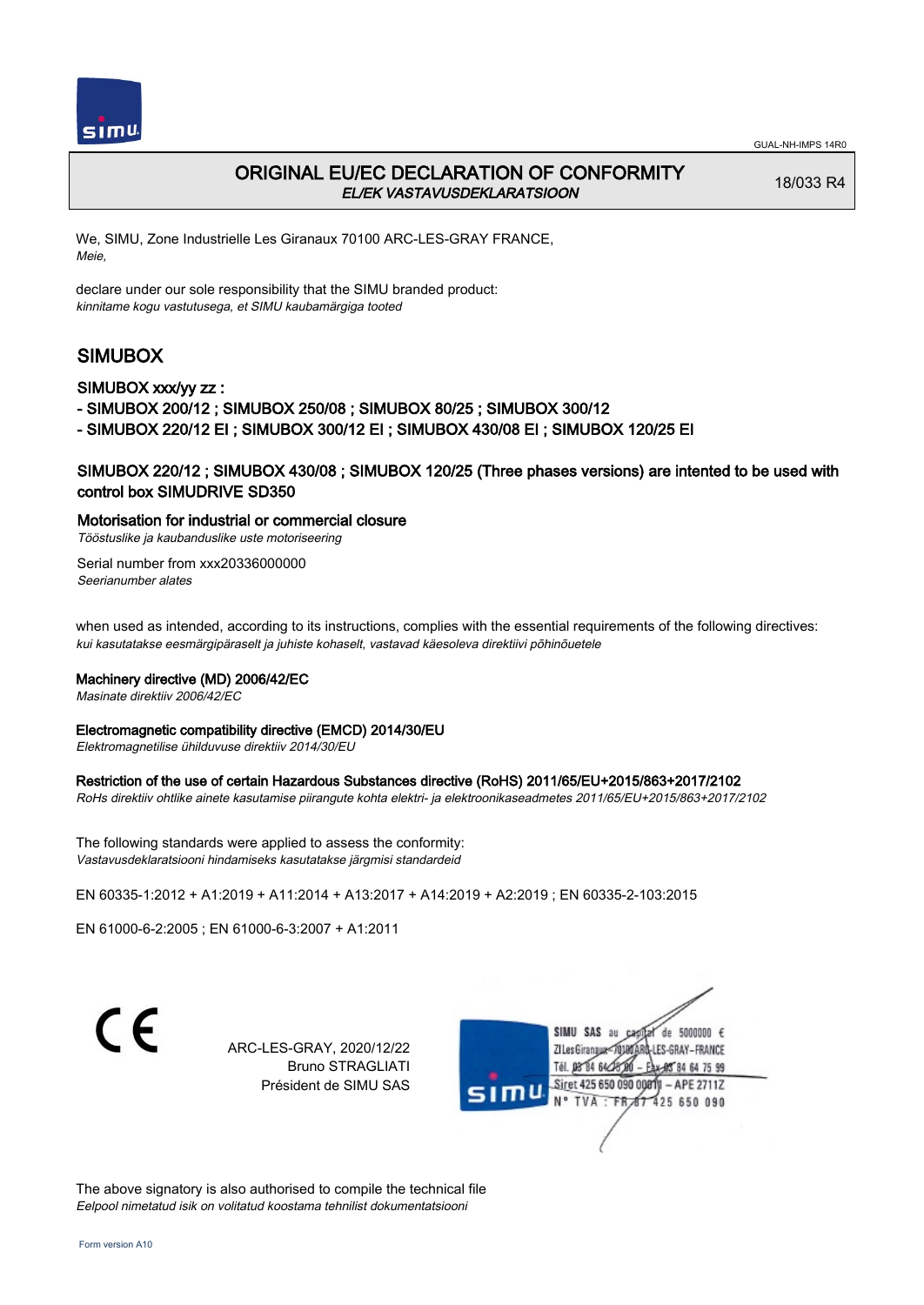GUAL-NH-IMPS 14R0

# ORIGINAL EU/EC DECLARATION OF CONFORMITY

*EL/EK VASTAVUSDEKLARATSIOON*

18/033 R4

We, SIMU, Zone Industrielle Les Giranaux 70100 ARC-LES-GRAY FRANCE,
*Meie,*

declare under our sole responsibility that the SIMU branded product:
*kinnitame kogu vastutusega, et SIMU kaubamärgiga tooted*

## SIMUBOX

### SIMUBOX xxx/yy zz :

- SIMUBOX 200/12 ; SIMUBOX 250/08 ; SIMUBOX 80/25 ; SIMUBOX 300/12
- SIMUBOX 220/12 EI ; SIMUBOX 300/12 EI ; SIMUBOX 430/08 EI ; SIMUBOX 120/25 EI

### SIMUBOX 220/12 ; SIMUBOX 430/08 ; SIMUBOX 120/25 (Three phases versions) are intented to be used with control box SIMUDRIVE SD350

**Motorisation for industrial or commercial closure**
*Tööstuslike ja kaubanduslike uste motoriseering*

Serial number from xxx20336000000
*Seerianumber alates*

when used as intended, according to its instructions, complies with the essential requirements of the following directives:
*kui kasutatakse eesmärgipäraselt ja juhiste kohaselt, vastavad käesoleva direktiivi põhinõuetele*

**Machinery directive (MD) 2006/42/EC**
*Masinate direktiiv 2006/42/EC*

**Electromagnetic compatibility directive (EMCD) 2014/30/EU**
*Elektromagnetilise ühilduvuse direktiiv 2014/30/EU*

**Restriction of the use of certain Hazardous Substances directive (RoHS) 2011/65/EU+2015/863+2017/2102**
*RoHs direktiiv ohtlike ainete kasutamise piirangute kohta elektri- ja elektroonikaseadmetes 2011/65/EU+2015/863+2017/2102*

The following standards were applied to assess the conformity:
*Vastavusdeklaratsiooni hindamiseks kasutatakse järgmisi standardeid*

EN 60335-1:2012 + A1:2019 + A11:2014 + A13:2017 + A14:2019 + A2:2019 ; EN 60335-2-103:2015

EN 61000-6-2:2005 ; EN 61000-6-3:2007 + A1:2011

CE

ARC-LES-GRAY, 2020/12/22
Bruno STRAGLIATI
Président de SIMU SAS

SIMU SAS au capital de 5000000 €
ZI Les Giranaux 70100 ARC-LES-GRAY-FRANCE
Tél. 03 84 64 78 00 – Fax 03 84 64 75 99
Siret 425 650 090 00011 – APE 2711Z
N° TVA : FR 67 425 650 090

The above signatory is also authorised to compile the technical file
*Eelpool nimetatud isik on volitatud koostama tehnilist dokumentatsiooni*

Form version A10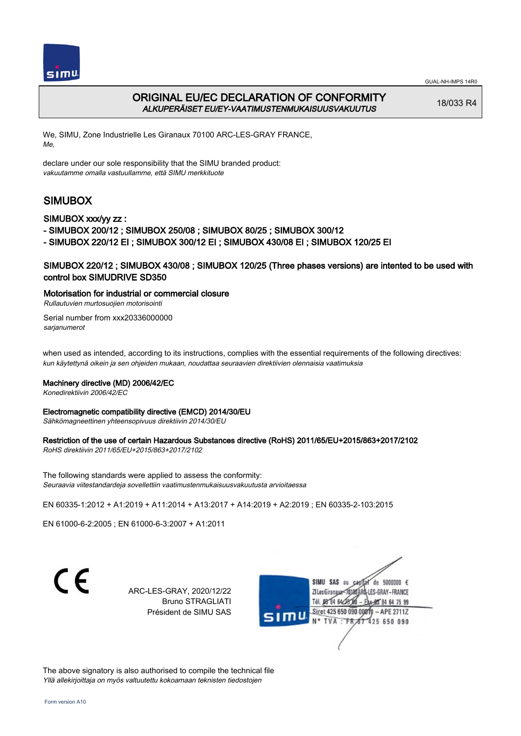GUAL-NH-IMPS 14R0

# ORIGINAL EU/EC DECLARATION OF CONFORMITY
*ALKUPERÄISET EU/EY-VAATIMUSTENMUKAISUUSVAKUUTUS*

18/033 R4

We, SIMU, Zone Industrielle Les Giranaux 70100 ARC-LES-GRAY FRANCE,
*Me,*

declare under our sole responsibility that the SIMU branded product:
*vakuutamme omalla vastuullamme, että SIMU merkkituote*

## SIMUBOX

### SIMUBOX xxx/yy zz :

- SIMUBOX 200/12 ; SIMUBOX 250/08 ; SIMUBOX 80/25 ; SIMUBOX 300/12
- SIMUBOX 220/12 EI ; SIMUBOX 300/12 EI ; SIMUBOX 430/08 EI ; SIMUBOX 120/25 EI

### SIMUBOX 220/12 ; SIMUBOX 430/08 ; SIMUBOX 120/25 (Three phases versions) are intented to be used with control box SIMUDRIVE SD350

**Motorisation for industrial or commercial closure**
*Rullautuvien murtosuojien motorisointi*

Serial number from xxx20336000000
*sarjanumerot*

when used as intended, according to its instructions, complies with the essential requirements of the following directives:
*kun käytettynä oikein ja sen ohjeiden mukaan, noudattaa seuraavien direktiivien olennaisia vaatimuksia*

**Machinery directive (MD) 2006/42/EC**
*Konedirektiivin 2006/42/EC*

**Electromagnetic compatibility directive (EMCD) 2014/30/EU**
*Sähkömagneettinen yhteensopivuus direktiivin 2014/30/EU*

**Restriction of the use of certain Hazardous Substances directive (RoHS) 2011/65/EU+2015/863+2017/2102**
*RoHS direktiivin 2011/65/EU+2015/863+2017/2102*

The following standards were applied to assess the conformity:
*Seuraavia viitestandardeja sovellettiin vaatimustenmukaisuusvakuutusta arvioitaessa*

EN 60335-1:2012 + A1:2019 + A11:2014 + A13:2017 + A14:2019 + A2:2019 ; EN 60335-2-103:2015

EN 61000-6-2:2005 ; EN 61000-6-3:2007 + A1:2011

CE

ARC-LES-GRAY, 2020/12/22
Bruno STRAGLIATI
Président de SIMU SAS

SIMU SAS au capital de 5000000 €
ZI Les Giranaux 70100 ARC-LES-GRAY-FRANCE
Tél. 03 84 64 75 00 – Fax 03 84 64 75 99
Siret 425 650 090 00011 – APE 2711Z
N° TVA : FR 67 425 650 090

The above signatory is also authorised to compile the technical file
*Yllä allekirjoittaja on myös valtuutettu kokoamaan teknisten tiedostojen*

Form version A10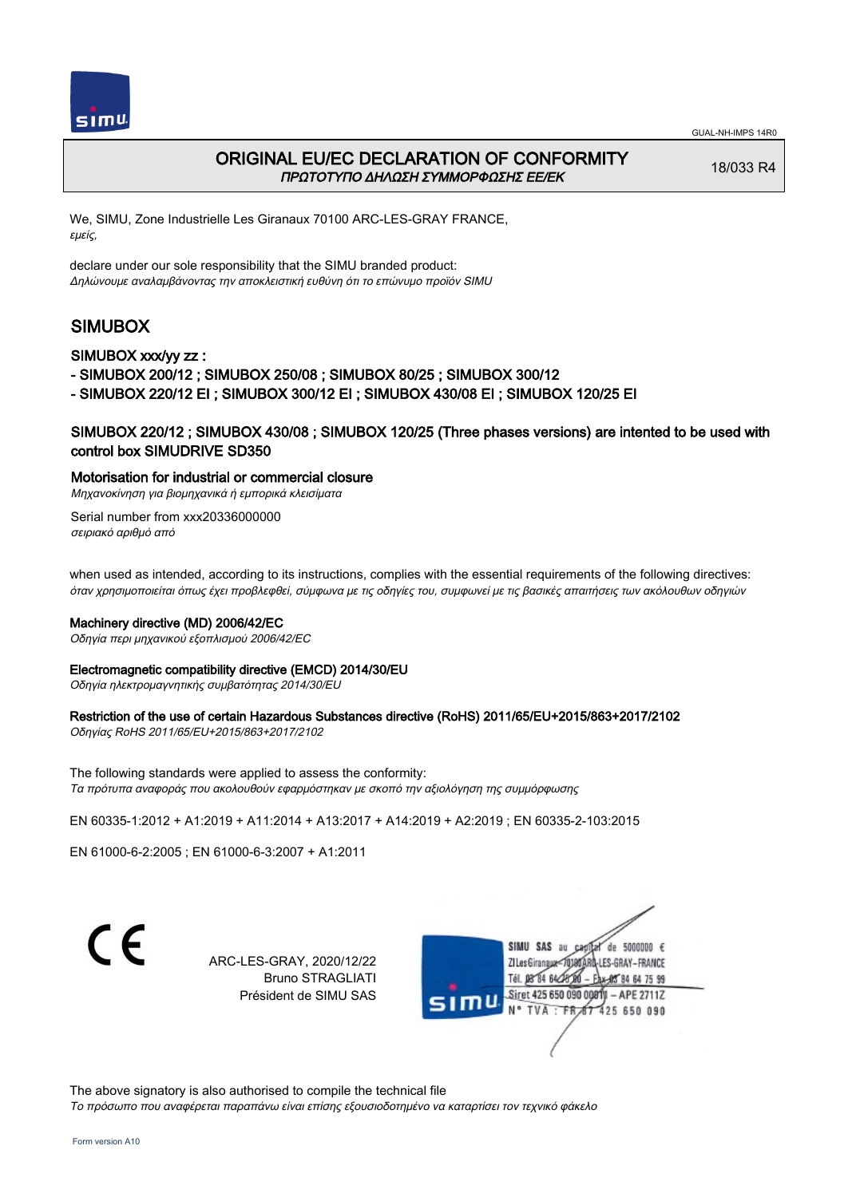GUAL-NH-IMPS 14R0

# ORIGINAL EU/EC DECLARATION OF CONFORMITY

*ΠΡΩΤΟΤΥΠΟ ΔΗΛΩΣΗ ΣΥΜΜΟΡΦΩΣΗΣ ΕΕ/ΕΚ*

18/033 R4

We, SIMU, Zone Industrielle Les Giranaux 70100 ARC-LES-GRAY FRANCE,
*εμείς,*

declare under our sole responsibility that the SIMU branded product:
*Δηλώνουμε αναλαμβάνοντας την αποκλειστική ευθύνη ότι το επώνυμο προϊόν SIMU*

## SIMUBOX

### SIMUBOX xxx/yy zz :

- SIMUBOX 200/12 ; SIMUBOX 250/08 ; SIMUBOX 80/25 ; SIMUBOX 300/12
- SIMUBOX 220/12 EI ; SIMUBOX 300/12 EI ; SIMUBOX 430/08 EI ; SIMUBOX 120/25 EI

### SIMUBOX 220/12 ; SIMUBOX 430/08 ; SIMUBOX 120/25 (Three phases versions) are intented to be used with control box SIMUDRIVE SD350

**Motorisation for industrial or commercial closure**
*Μηχανοκίνηση για βιομηχανικά ή εμπορικά κλεισίματα*

Serial number from xxx20336000000
*σειριακό αριθμό από*

when used as intended, according to its instructions, complies with the essential requirements of the following directives:
*όταν χρησιμοποιείται όπως έχει προβλεφθεί, σύμφωνα με τις οδηγίες του, συμφωνεί με τις βασικές απαιτήσεις των ακόλουθων οδηγιών*

**Machinery directive (MD) 2006/42/EC**
*Οδηγία περι μηχανικού εξοπλισμού 2006/42/EC*

**Electromagnetic compatibility directive (EMCD) 2014/30/EU**
*Οδηγία ηλεκτρομαγνητικής συμβατότητας 2014/30/EU*

**Restriction of the use of certain Hazardous Substances directive (RoHS) 2011/65/EU+2015/863+2017/2102**
*Οδηγίας RoHS 2011/65/EU+2015/863+2017/2102*

The following standards were applied to assess the conformity:
*Τα πρότυπα αναφοράς που ακολουθούν εφαρμόστηκαν με σκοπό την αξιολόγηση της συμμόρφωσης*

EN 60335-1:2012 + A1:2019 + A11:2014 + A13:2017 + A14:2019 + A2:2019 ; EN 60335-2-103:2015

EN 61000-6-2:2005 ; EN 61000-6-3:2007 + A1:2011

CE

ARC-LES-GRAY, 2020/12/22
Bruno STRAGLIATI
Président de SIMU SAS

SIMU SAS au capital de 5000000 €
ZI Les Giranaux 70100 ARC-LES-GRAY-FRANCE
Tél. 03 84 64 75 00 – Fax 03 84 64 75 99
Siret 425 650 090 00011 – APE 2711Z
N° TVA : FR 87 425 650 090

The above signatory is also authorised to compile the technical file
*Το πρόσωπο που αναφέρεται παραπάνω είναι επίσης εξουσιοδοτημένο να καταρτίσει τον τεχνικό φάκελο*

Form version A10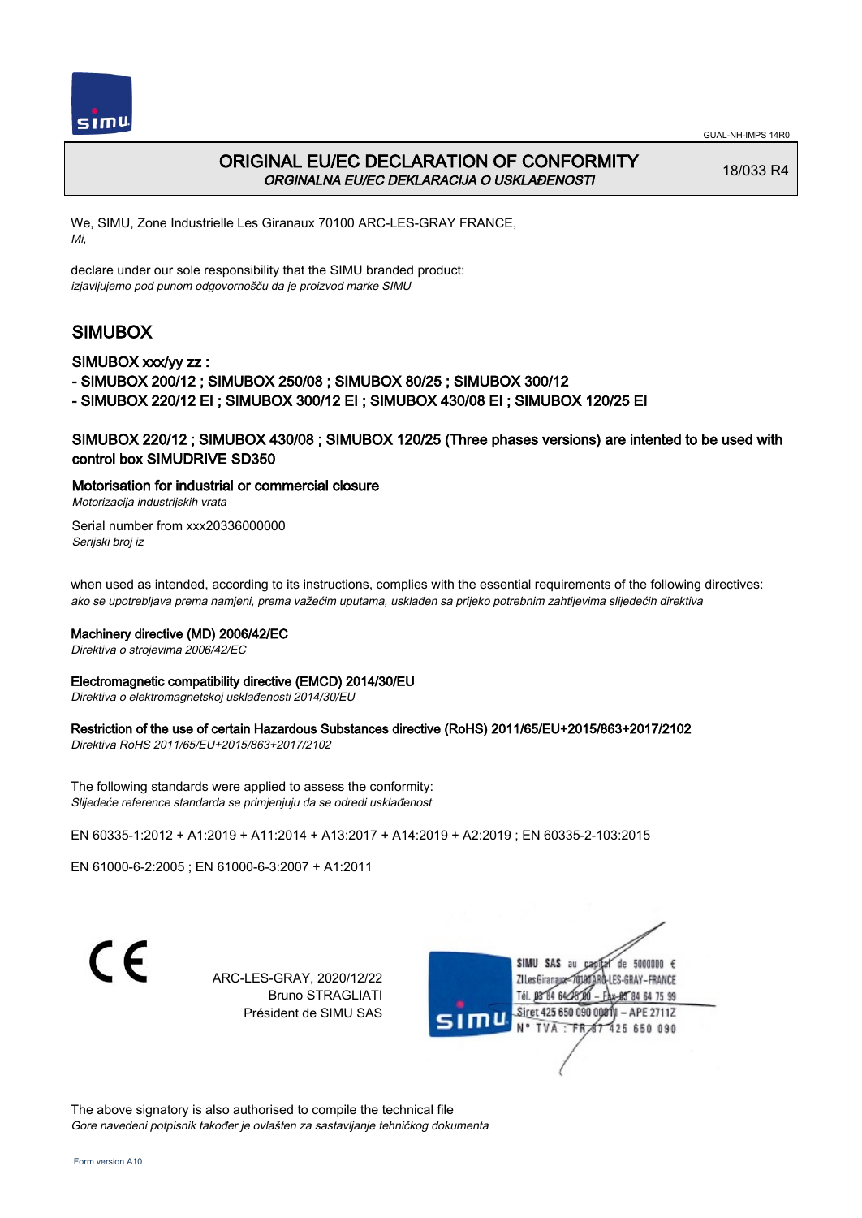GUAL-NH-IMPS 14R0

# ORIGINAL EU/EC DECLARATION OF CONFORMITY
*ORGINALNA EU/EC DEKLARACIJA O USKLAĐENOSTI*

18/033 R4

We, SIMU, Zone Industrielle Les Giranaux 70100 ARC-LES-GRAY FRANCE,
*Mi,*

declare under our sole responsibility that the SIMU branded product:
*izjavljujemo pod punom odgovornošču da je proizvod marke SIMU*

## SIMUBOX

### SIMUBOX xxx/yy zz :
- SIMUBOX 200/12 ; SIMUBOX 250/08 ; SIMUBOX 80/25 ; SIMUBOX 300/12
- SIMUBOX 220/12 EI ; SIMUBOX 300/12 EI ; SIMUBOX 430/08 EI ; SIMUBOX 120/25 EI

### SIMUBOX 220/12 ; SIMUBOX 430/08 ; SIMUBOX 120/25 (Three phases versions) are intented to be used with control box SIMUDRIVE SD350

**Motorisation for industrial or commercial closure**
*Motorizacija industrijskih vrata*

Serial number from xxx20336000000
*Serijski broj iz*

when used as intended, according to its instructions, complies with the essential requirements of the following directives:
*ako se upotrebljava prema namjeni, prema važećim uputama, usklađen sa prijeko potrebnim zahtijevima slijedećih direktiva*

**Machinery directive (MD) 2006/42/EC**
*Direktiva o strojevima 2006/42/EC*

**Electromagnetic compatibility directive (EMCD) 2014/30/EU**
*Direktiva o elektromagnetskoj usklađenosti 2014/30/EU*

**Restriction of the use of certain Hazardous Substances directive (RoHS) 2011/65/EU+2015/863+2017/2102**
*Direktiva RoHS 2011/65/EU+2015/863+2017/2102*

The following standards were applied to assess the conformity:
*Slijedeće reference standarda se primjenjuju da se odredi usklađenost*

EN 60335-1:2012 + A1:2019 + A11:2014 + A13:2017 + A14:2019 + A2:2019 ; EN 60335-2-103:2015

EN 61000-6-2:2005 ; EN 61000-6-3:2007 + A1:2011

CE

ARC-LES-GRAY, 2020/12/22
Bruno STRAGLIATI
Président de SIMU SAS

SIMU SAS au capital de 5000000 €
ZI Les Giranaux 70100 ARC-LES-GRAY-FRANCE
Tél. 03 84 64 75 00 – Fax 03 84 64 75 99
Siret 425 650 090 00011 – APE 2711Z
N° TVA : FR 67 425 650 090

The above signatory is also authorised to compile the technical file
*Gore navedeni potpisnik također je ovlašten za sastavljanje tehničkog dokumenta*

Form version A10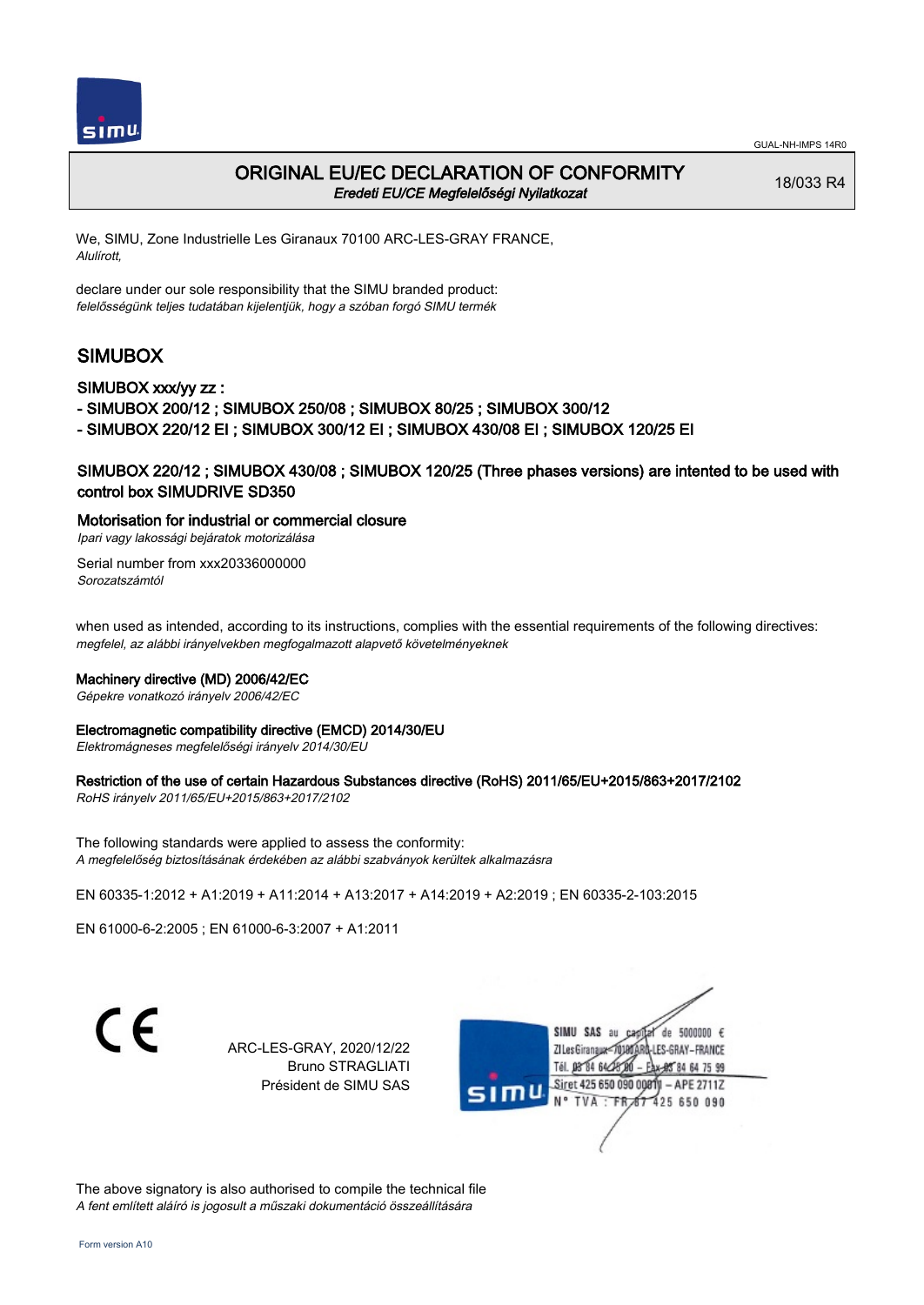GUAL-NH-IMPS 14R0

# ORIGINAL EU/EC DECLARATION OF CONFORMITY

*Eredeti EU/CE Megfelelőségi Nyilatkozat*

18/033 R4

We, SIMU, Zone Industrielle Les Giranaux 70100 ARC-LES-GRAY FRANCE,
*Alulírott,*

declare under our sole responsibility that the SIMU branded product:
*felelősségünk teljes tudatában kijelentjük, hogy a szóban forgó SIMU termék*

## SIMUBOX

SIMUBOX xxx/yy zz :
- SIMUBOX 200/12 ; SIMUBOX 250/08 ; SIMUBOX 80/25 ; SIMUBOX 300/12
- SIMUBOX 220/12 EI ; SIMUBOX 300/12 EI ; SIMUBOX 430/08 EI ; SIMUBOX 120/25 EI

SIMUBOX 220/12 ; SIMUBOX 430/08 ; SIMUBOX 120/25 (Three phases versions) are intented to be used with control box SIMUDRIVE SD350

Motorisation for industrial or commercial closure
*Ipari vagy lakossági bejáratok motorizálása*

Serial number from xxx20336000000
*Sorozatszámtól*

when used as intended, according to its instructions, complies with the essential requirements of the following directives:
*megfelel, az alábbi irányelvekben megfogalmazott alapvető követelményeknek*

**Machinery directive (MD) 2006/42/EC**
*Gépekre vonatkozó irányelv 2006/42/EC*

**Electromagnetic compatibility directive (EMCD) 2014/30/EU**
*Elektromágneses megfelelőségi irányelv 2014/30/EU*

**Restriction of the use of certain Hazardous Substances directive (RoHS) 2011/65/EU+2015/863+2017/2102**
*RoHS irányelv 2011/65/EU+2015/863+2017/2102*

The following standards were applied to assess the conformity:
*A megfelelőség biztosításának érdekében az alábbi szabványok kerültek alkalmazásra*

EN 60335-1:2012 + A1:2019 + A11:2014 + A13:2017 + A14:2019 + A2:2019 ; EN 60335-2-103:2015

EN 61000-6-2:2005 ; EN 61000-6-3:2007 + A1:2011

CE

ARC-LES-GRAY, 2020/12/22
Bruno STRAGLIATI
Président de SIMU SAS

SIMU SAS au capital de 5000000 €
ZI Les Giranaux 70100 ARC-LES-GRAY-FRANCE
Tél. 03 84 64 75 00 – Fax 03 84 64 75 99
Siret 425 650 090 00011 – APE 2711Z
N° TVA : FR 67 425 650 090

The above signatory is also authorised to compile the technical file
*A fent említett aláíró is jogosult a műszaki dokumentáció összeállítására*

Form version A10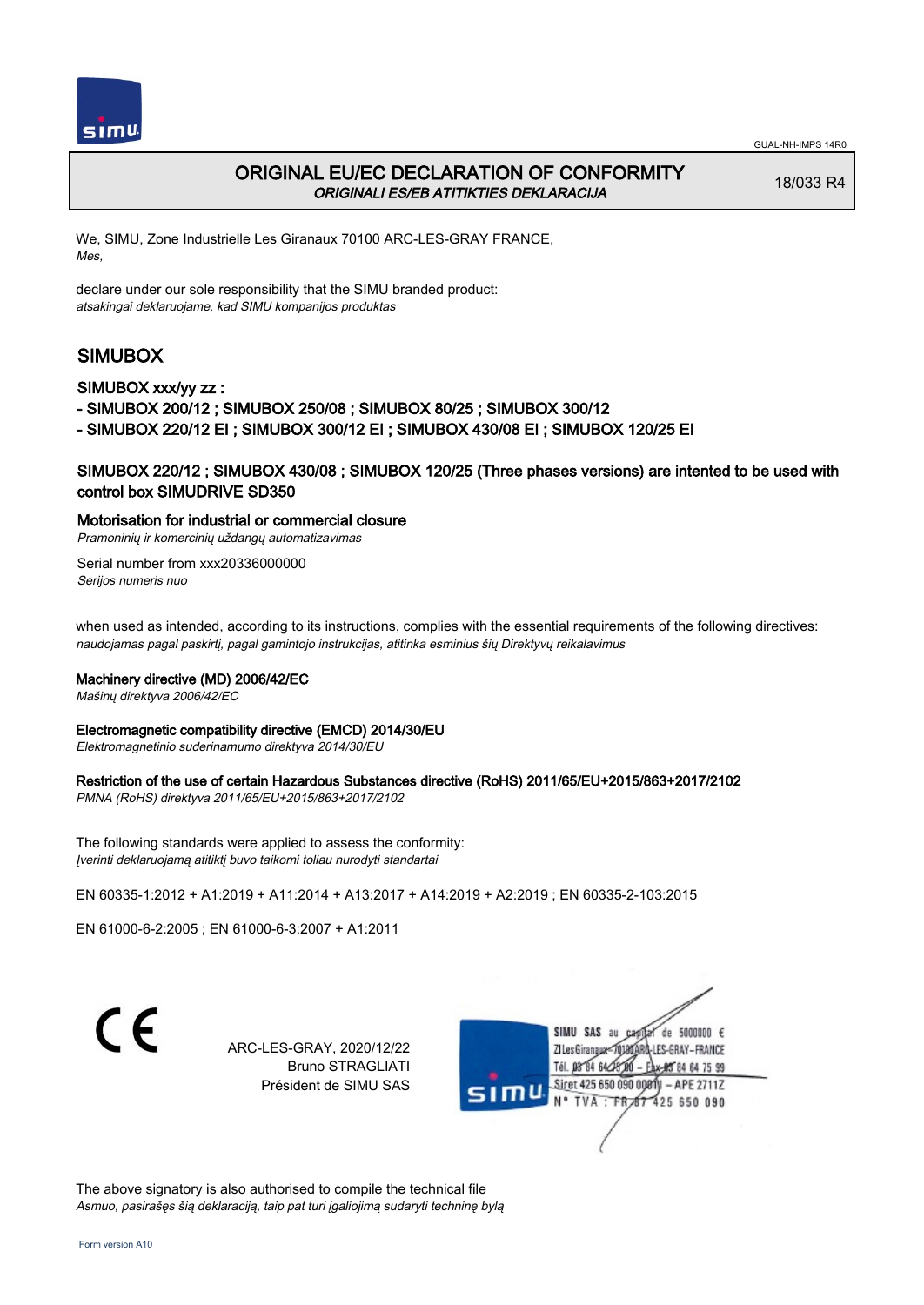GUAL-NH-IMPS 14R0

# ORIGINAL EU/EC DECLARATION OF CONFORMITY

*ORIGINALI ES/EB ATITIKTIES DEKLARACIJA*

18/033 R4

We, SIMU, Zone Industrielle Les Giranaux 70100 ARC-LES-GRAY FRANCE,
*Mes,*

declare under our sole responsibility that the SIMU branded product:
*atsakingai deklaruojame, kad SIMU kompanijos produktas*

## SIMUBOX

### SIMUBOX xxx/yy zz :

- SIMUBOX 200/12 ; SIMUBOX 250/08 ; SIMUBOX 80/25 ; SIMUBOX 300/12
- SIMUBOX 220/12 EI ; SIMUBOX 300/12 EI ; SIMUBOX 430/08 EI ; SIMUBOX 120/25 EI

### SIMUBOX 220/12 ; SIMUBOX 430/08 ; SIMUBOX 120/25 (Three phases versions) are intented to be used with control box SIMUDRIVE SD350

**Motorisation for industrial or commercial closure**
*Pramoninių ir komercinių uždangų automatizavimas*

Serial number from xxx20336000000
*Serijos numeris nuo*

when used as intended, according to its instructions, complies with the essential requirements of the following directives:
*naudojamas pagal paskirtį, pagal gamintojo instrukcijas, atitinka esminius šių Direktyvų reikalavimus*

**Machinery directive (MD) 2006/42/EC**
*Mašinų direktyva 2006/42/EC*

**Electromagnetic compatibility directive (EMCD) 2014/30/EU**
*Elektromagnetinio suderinamumo direktyva 2014/30/EU*

**Restriction of the use of certain Hazardous Substances directive (RoHS) 2011/65/EU+2015/863+2017/2102**
*PMNA (RoHS) direktyva 2011/65/EU+2015/863+2017/2102*

The following standards were applied to assess the conformity:
*Įverinti deklaruojamą atitiktį buvo taikomi toliau nurodyti standartai*

EN 60335-1:2012 + A1:2019 + A11:2014 + A13:2017 + A14:2019 + A2:2019 ; EN 60335-2-103:2015

EN 61000-6-2:2005 ; EN 61000-6-3:2007 + A1:2011

ARC-LES-GRAY, 2020/12/22
Bruno STRAGLIATI
Président de SIMU SAS

SIMU SAS au capital de 5000000 €
ZI Les Giranaux 70100 ARC-LES-GRAY-FRANCE
Tél. 03 84 64 75 00 – Fax 03 84 64 75 99
Siret 425 650 090 00011 – APE 2711Z
N° TVA : FR 87 425 650 090

The above signatory is also authorised to compile the technical file
*Asmuo, pasirašęs šią deklaraciją, taip pat turi įgaliojimą sudaryti techninę bylą*

Form version A10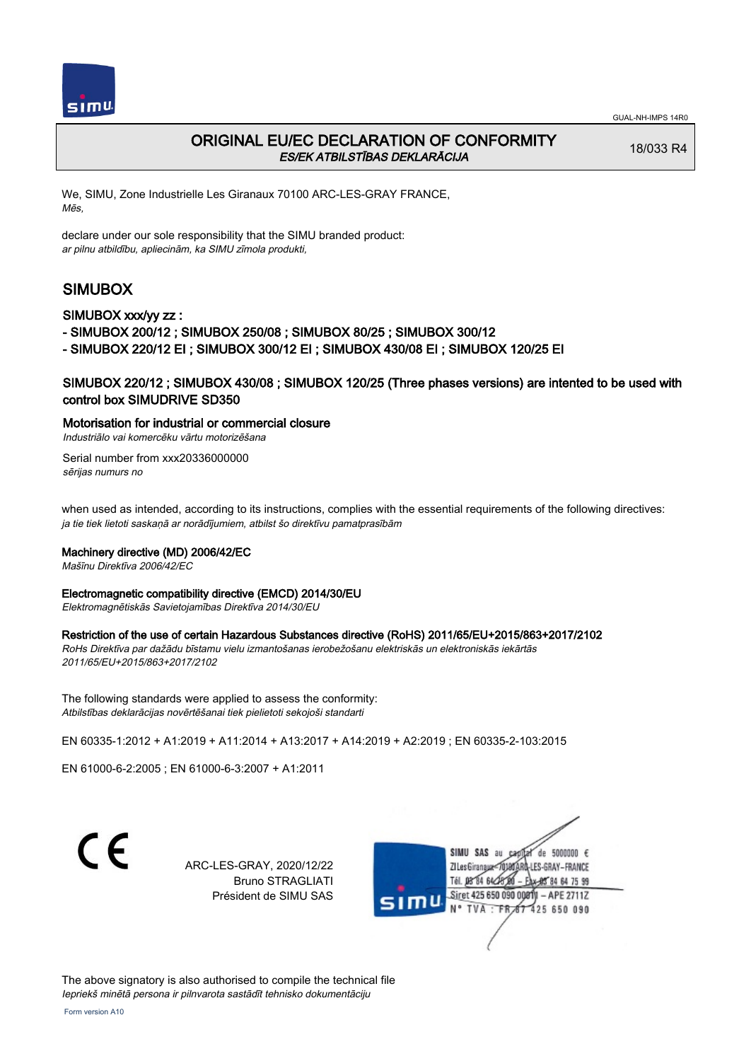GUAL-NH-IMPS 14R0

# ORIGINAL EU/EC DECLARATION OF CONFORMITY

*ES/EK ATBILSTĪBAS DEKLARĀCIJA*

18/033 R4

We, SIMU, Zone Industrielle Les Giranaux 70100 ARC-LES-GRAY FRANCE,
*Mēs,*

declare under our sole responsibility that the SIMU branded product:
*ar pilnu atbildību, apliecinām, ka SIMU zīmola produkti,*

## SIMUBOX

### SIMUBOX xxx/yy zz :

- SIMUBOX 200/12 ; SIMUBOX 250/08 ; SIMUBOX 80/25 ; SIMUBOX 300/12
- SIMUBOX 220/12 EI ; SIMUBOX 300/12 EI ; SIMUBOX 430/08 EI ; SIMUBOX 120/25 EI

### SIMUBOX 220/12 ; SIMUBOX 430/08 ; SIMUBOX 120/25 (Three phases versions) are intented to be used with control box SIMUDRIVE SD350

**Motorisation for industrial or commercial closure**
*Industriālo vai komercēku vārtu motorizēšana*

Serial number from xxx20336000000
*sērijas numurs no*

when used as intended, according to its instructions, complies with the essential requirements of the following directives:
*ja tie tiek lietoti saskaņā ar norādījumiem, atbilst šo direktīvu pamatprasībām*

**Machinery directive (MD) 2006/42/EC**
*Mašīnu Direktīva 2006/42/EC*

**Electromagnetic compatibility directive (EMCD) 2014/30/EU**
*Elektromagnētiskās Savietojamības Direktīva 2014/30/EU*

**Restriction of the use of certain Hazardous Substances directive (RoHS) 2011/65/EU+2015/863+2017/2102**
*RoHs Direktīva par dažādu bīstamu vielu izmantošanas ierobežošanu elektriskās un elektroniskās iekārtās 2011/65/EU+2015/863+2017/2102*

The following standards were applied to assess the conformity:
*Atbilstības deklarācijas novērtēšanai tiek pielietoti sekojoši standarti*

EN 60335-1:2012 + A1:2019 + A11:2014 + A13:2017 + A14:2019 + A2:2019 ; EN 60335-2-103:2015

EN 61000-6-2:2005 ; EN 61000-6-3:2007 + A1:2011

CE

ARC-LES-GRAY, 2020/12/22
Bruno STRAGLIATI
Président de SIMU SAS

SIMU SAS au capital de 5000000 €
ZI Les Giranaux 70100 ARC-LES-GRAY-FRANCE
Tél. 03 84 64 75 00 – Fax 03 84 64 75 99
Siret 425 650 090 00011 – APE 2711Z
N° TVA : FR 87 425 650 090

The above signatory is also authorised to compile the technical file
*Iepriekš minētā persona ir pilnvarota sastādīt tehnisko dokumentāciju*

Form version A10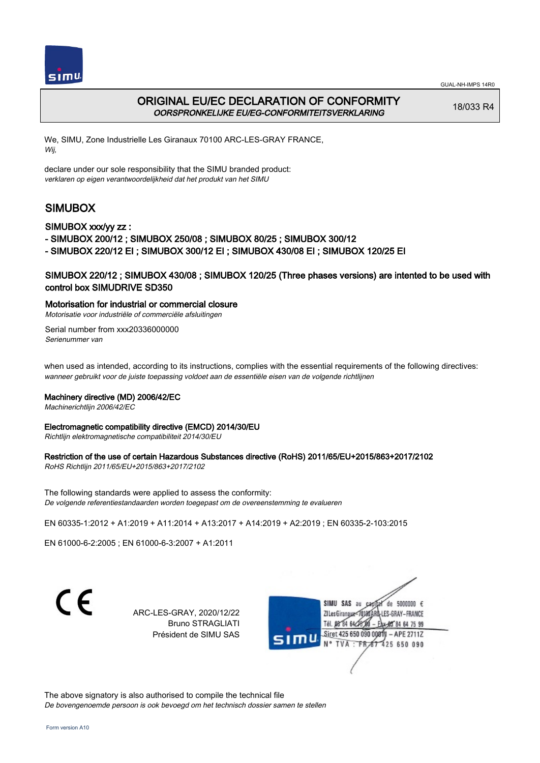GUAL-NH-IMPS 14R0

# ORIGINAL EU/EC DECLARATION OF CONFORMITY
*OORSPRONKELIJKE EU/EG-CONFORMITEITSVERKLARING*

18/033 R4

We, SIMU, Zone Industrielle Les Giranaux 70100 ARC-LES-GRAY FRANCE,
*Wij,*

declare under our sole responsibility that the SIMU branded product:
*verklaren op eigen verantwoordelijkheid dat het produkt van het SIMU*

## SIMUBOX

SIMUBOX xxx/yy zz :
- SIMUBOX 200/12 ; SIMUBOX 250/08 ; SIMUBOX 80/25 ; SIMUBOX 300/12
- SIMUBOX 220/12 EI ; SIMUBOX 300/12 EI ; SIMUBOX 430/08 EI ; SIMUBOX 120/25 EI

SIMUBOX 220/12 ; SIMUBOX 430/08 ; SIMUBOX 120/25 (Three phases versions) are intented to be used with control box SIMUDRIVE SD350

**Motorisation for industrial or commercial closure**
*Motorisatie voor industriële of commerciële afsluitingen*

Serial number from xxx20336000000
*Serienummer van*

when used as intended, according to its instructions, complies with the essential requirements of the following directives:
*wanneer gebruikt voor de juiste toepassing voldoet aan de essentiële eisen van de volgende richtlijnen*

**Machinery directive (MD) 2006/42/EC**
*Machinerichtlijn 2006/42/EC*

**Electromagnetic compatibility directive (EMCD) 2014/30/EU**
*Richtlijn elektromagnetische compatibiliteit 2014/30/EU*

**Restriction of the use of certain Hazardous Substances directive (RoHS) 2011/65/EU+2015/863+2017/2102**
*RoHS Richtlijn 2011/65/EU+2015/863+2017/2102*

The following standards were applied to assess the conformity:
*De volgende referentiestandaarden worden toegepast om de overeenstemming te evalueren*

EN 60335-1:2012 + A1:2019 + A11:2014 + A13:2017 + A14:2019 + A2:2019 ; EN 60335-2-103:2015

EN 61000-6-2:2005 ; EN 61000-6-3:2007 + A1:2011

CE

ARC-LES-GRAY, 2020/12/22
Bruno STRAGLIATI
Président de SIMU SAS

SIMU SAS au capital de 5000000 €
ZI Les Giranaux 70100 ARC-LES-GRAY-FRANCE
Tél. 03 84 64 75 00 – Fax 03 84 64 75 99
Siret 425 650 090 00011 – APE 2711Z
N° TVA : FR 67 425 650 090

The above signatory is also authorised to compile the technical file
*De bovengenoemde persoon is ook bevoegd om het technisch dossier samen te stellen*

Form version A10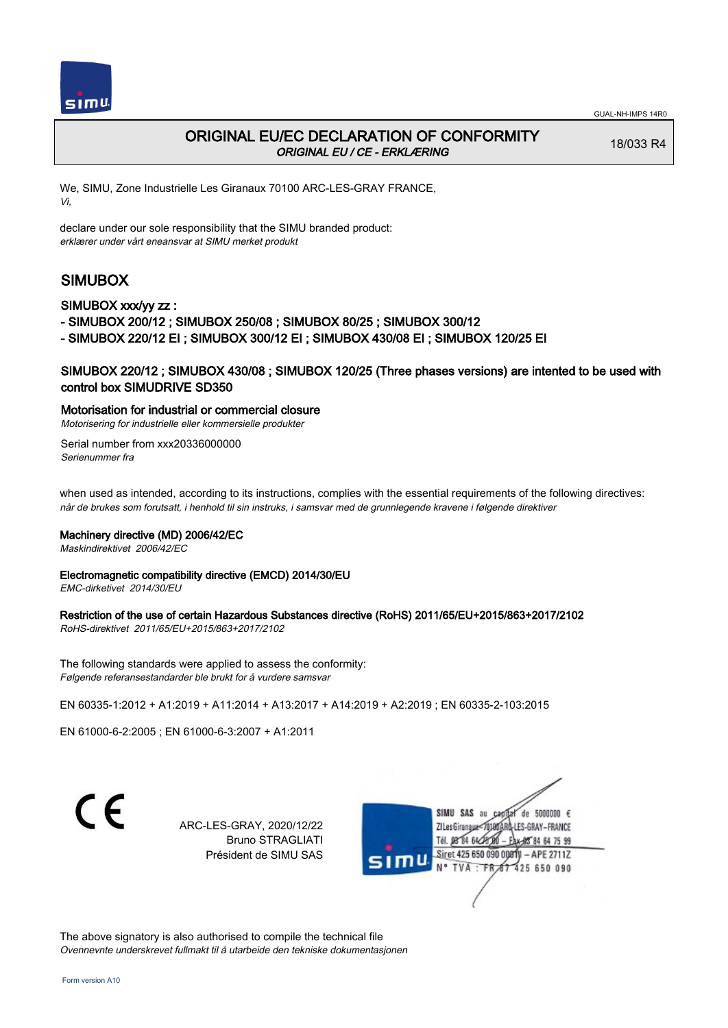GUAL-NH-IMPS 14R0

# ORIGINAL EU/EC DECLARATION OF CONFORMITY

*ORIGINAL EU / CE - ERKLÆRING*

18/033 R4

We, SIMU, Zone Industrielle Les Giranaux 70100 ARC-LES-GRAY FRANCE,
*Vi,*

declare under our sole responsibility that the SIMU branded product:
*erklærer under vårt eneansvar at SIMU merket produkt*

## SIMUBOX

### SIMUBOX xxx/yy zz :

- SIMUBOX 200/12 ; SIMUBOX 250/08 ; SIMUBOX 80/25 ; SIMUBOX 300/12
- SIMUBOX 220/12 EI ; SIMUBOX 300/12 EI ; SIMUBOX 430/08 EI ; SIMUBOX 120/25 EI

### SIMUBOX 220/12 ; SIMUBOX 430/08 ; SIMUBOX 120/25 (Three phases versions) are intented to be used with control box SIMUDRIVE SD350

**Motorisation for industrial or commercial closure**
*Motorisering for industrielle eller kommersielle produkter*

Serial number from xxx20336000000
*Serienummer fra*

when used as intended, according to its instructions, complies with the essential requirements of the following directives:
*når de brukes som forutsatt, i henhold til sin instruks, i samsvar med de grunnlegende kravene i følgende direktiver*

**Machinery directive (MD) 2006/42/EC**
*Maskindirektivet 2006/42/EC*

**Electromagnetic compatibility directive (EMCD) 2014/30/EU**
*EMC-dirketivet 2014/30/EU*

**Restriction of the use of certain Hazardous Substances directive (RoHS) 2011/65/EU+2015/863+2017/2102**
*RoHS-direktivet 2011/65/EU+2015/863+2017/2102*

The following standards were applied to assess the conformity:
*Følgende referansestandarder ble brukt for å vurdere samsvar*

EN 60335-1:2012 + A1:2019 + A11:2014 + A13:2017 + A14:2019 + A2:2019 ; EN 60335-2-103:2015

EN 61000-6-2:2005 ; EN 61000-6-3:2007 + A1:2011

CE

ARC-LES-GRAY, 2020/12/22
Bruno STRAGLIATI
Président de SIMU SAS

SIMU SAS au capital de 5000000 €
ZI Les Giranaux 70100 ARC-LES-GRAY-FRANCE
Tél. 03 84 64 75 00 – Fax 03 84 64 75 99
Siret 425 650 090 00011 – APE 2711Z
N° TVA : FR 67 425 650 090

The above signatory is also authorised to compile the technical file
*Ovennevnte underskrevet fullmakt til å utarbeide den tekniske dokumentasjonen*

Form version A10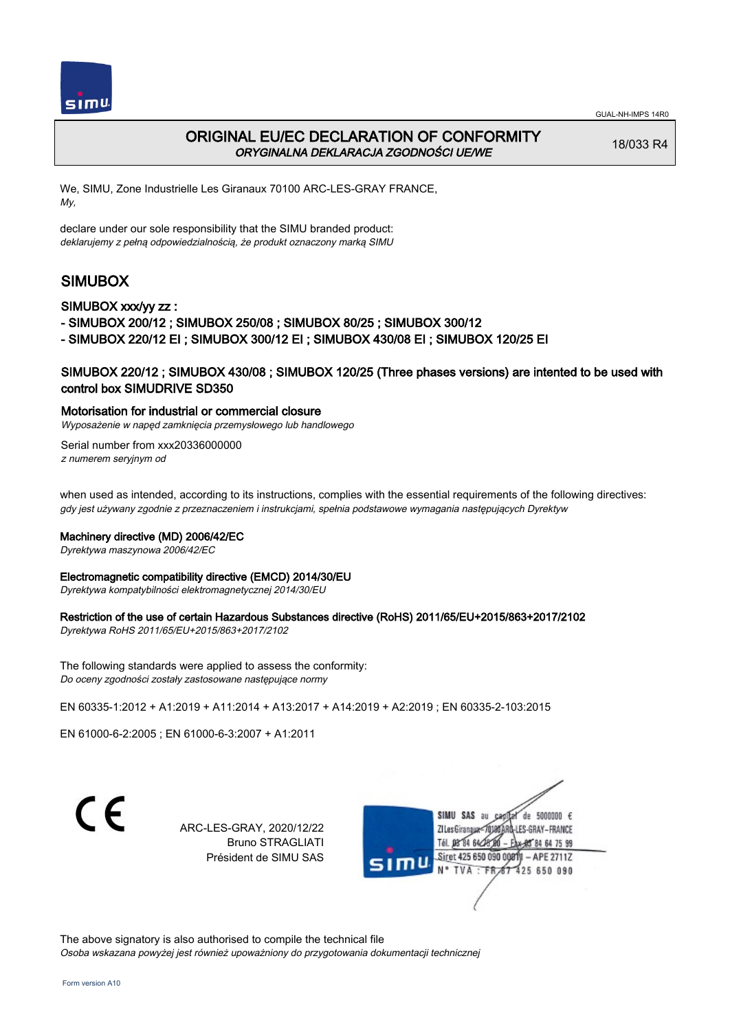GUAL-NH-IMPS 14R0

# ORIGINAL EU/EC DECLARATION OF CONFORMITY
*ORYGINALNA DEKLARACJA ZGODNOŚCI UE/WE*

18/033 R4

We, SIMU, Zone Industrielle Les Giranaux 70100 ARC-LES-GRAY FRANCE,
*My,*

declare under our sole responsibility that the SIMU branded product:
*deklarujemy z pełną odpowiedzialnością, że produkt oznaczony marką SIMU*

## SIMUBOX

### SIMUBOX xxx/yy zz :

- SIMUBOX 200/12 ; SIMUBOX 250/08 ; SIMUBOX 80/25 ; SIMUBOX 300/12
- SIMUBOX 220/12 EI ; SIMUBOX 300/12 EI ; SIMUBOX 430/08 EI ; SIMUBOX 120/25 EI

### SIMUBOX 220/12 ; SIMUBOX 430/08 ; SIMUBOX 120/25 (Three phases versions) are intented to be used with control box SIMUDRIVE SD350

**Motorisation for industrial or commercial closure**
*Wyposażenie w napęd zamknięcia przemysłowego lub handlowego*

Serial number from xxx20336000000
*z numerem seryjnym od*

when used as intended, according to its instructions, complies with the essential requirements of the following directives:
*gdy jest używany zgodnie z przeznaczeniem i instrukcjami, spełnia podstawowe wymagania następujących Dyrektyw*

**Machinery directive (MD) 2006/42/EC**
*Dyrektywa maszynowa 2006/42/EC*

**Electromagnetic compatibility directive (EMCD) 2014/30/EU**
*Dyrektywa kompatybilności elektromagnetycznej 2014/30/EU*

**Restriction of the use of certain Hazardous Substances directive (RoHS) 2011/65/EU+2015/863+2017/2102**
*Dyrektywa RoHS 2011/65/EU+2015/863+2017/2102*

The following standards were applied to assess the conformity:
*Do oceny zgodności zostały zastosowane następujące normy*

EN 60335-1:2012 + A1:2019 + A11:2014 + A13:2017 + A14:2019 + A2:2019 ; EN 60335-2-103:2015

EN 61000-6-2:2005 ; EN 61000-6-3:2007 + A1:2011

CE

ARC-LES-GRAY, 2020/12/22
Bruno STRAGLIATI
Président de SIMU SAS

SIMU SAS au capital de 5000000 €
ZI Les Giranaux 70100 ARC-LES-GRAY-FRANCE
Tél. 03 84 64 75 00 – Fax 03 84 64 75 99
Siret 425 650 090 00011 – APE 2711Z
N° TVA : FR 87 425 650 090

The above signatory is also authorised to compile the technical file
*Osoba wskazana powyżej jest również upoważniony do przygotowania dokumentacji technicznej*

Form version A10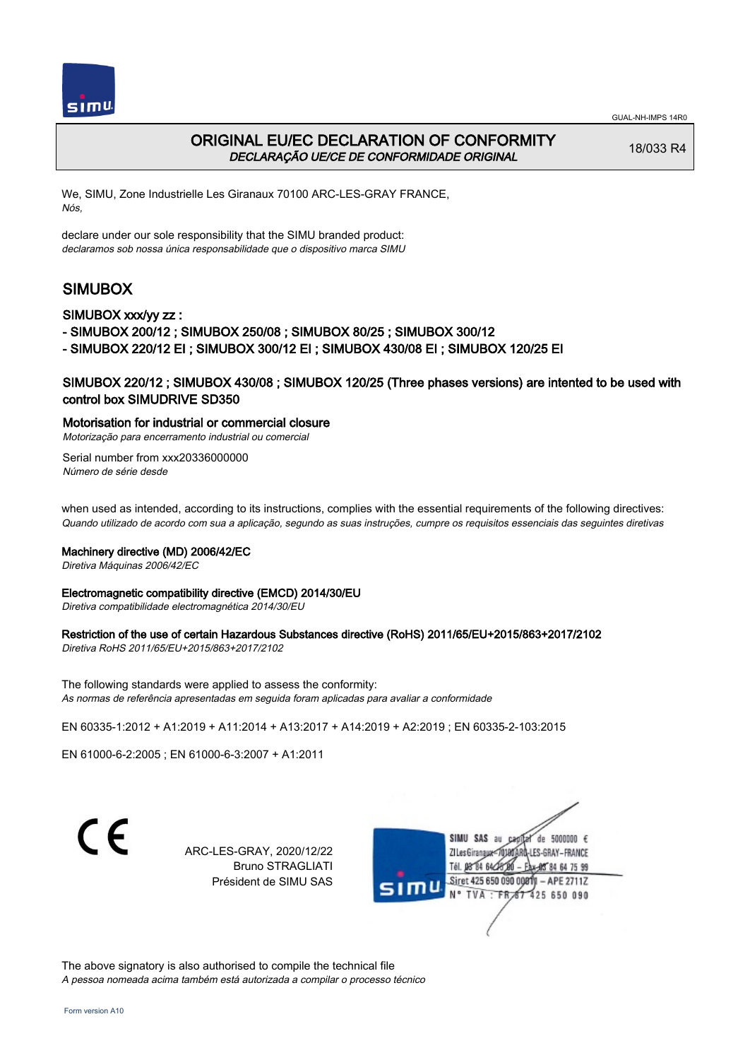# ORIGINAL EU/EC DECLARATION OF CONFORMITY

*DECLARAÇÃO UE/CE DE CONFORMIDADE ORIGINAL*

18/033 R4

We, SIMU, Zone Industrielle Les Giranaux 70100 ARC-LES-GRAY FRANCE,
*Nós,*

declare under our sole responsibility that the SIMU branded product:
*declaramos sob nossa única responsabilidade que o dispositivo marca SIMU*

## SIMUBOX

### SIMUBOX xxx/yy zz :

- SIMUBOX 200/12 ; SIMUBOX 250/08 ; SIMUBOX 80/25 ; SIMUBOX 300/12
- SIMUBOX 220/12 EI ; SIMUBOX 300/12 EI ; SIMUBOX 430/08 EI ; SIMUBOX 120/25 EI

### SIMUBOX 220/12 ; SIMUBOX 430/08 ; SIMUBOX 120/25 (Three phases versions) are intented to be used with control box SIMUDRIVE SD350

**Motorisation for industrial or commercial closure**
*Motorização para encerramento industrial ou comercial*

Serial number from xxx20336000000
*Número de série desde*

when used as intended, according to its instructions, complies with the essential requirements of the following directives:
*Quando utilizado de acordo com sua a aplicação, segundo as suas instruções, cumpre os requisitos essenciais das seguintes diretivas*

**Machinery directive (MD) 2006/42/EC**
*Diretiva Máquinas 2006/42/EC*

**Electromagnetic compatibility directive (EMCD) 2014/30/EU**
*Diretiva compatibilidade electromagnética 2014/30/EU*

**Restriction of the use of certain Hazardous Substances directive (RoHS) 2011/65/EU+2015/863+2017/2102**
*Diretiva RoHS 2011/65/EU+2015/863+2017/2102*

The following standards were applied to assess the conformity:
*As normas de referência apresentadas em seguida foram aplicadas para avaliar a conformidade*

EN 60335‑1:2012 + A1:2019 + A11:2014 + A13:2017 + A14:2019 + A2:2019 ; EN 60335‑2‑103:2015

EN 61000‑6‑2:2005 ; EN 61000‑6‑3:2007 + A1:2011

CE

ARC-LES-GRAY, 2020/12/22
Bruno STRAGLIATI
Président de SIMU SAS

SIMU SAS au capital de 5000000 €
ZI Les Giranaux 70100 ARC-LES-GRAY-FRANCE
Tél. 03 84 64 75 00 – Fax 03 84 64 75 99
Siret 425 650 090 00011 – APE 2711Z
N° TVA : FR 87 425 650 090

The above signatory is also authorised to compile the technical file
*A pessoa nomeada acima também está autorizada a compilar o processo técnico*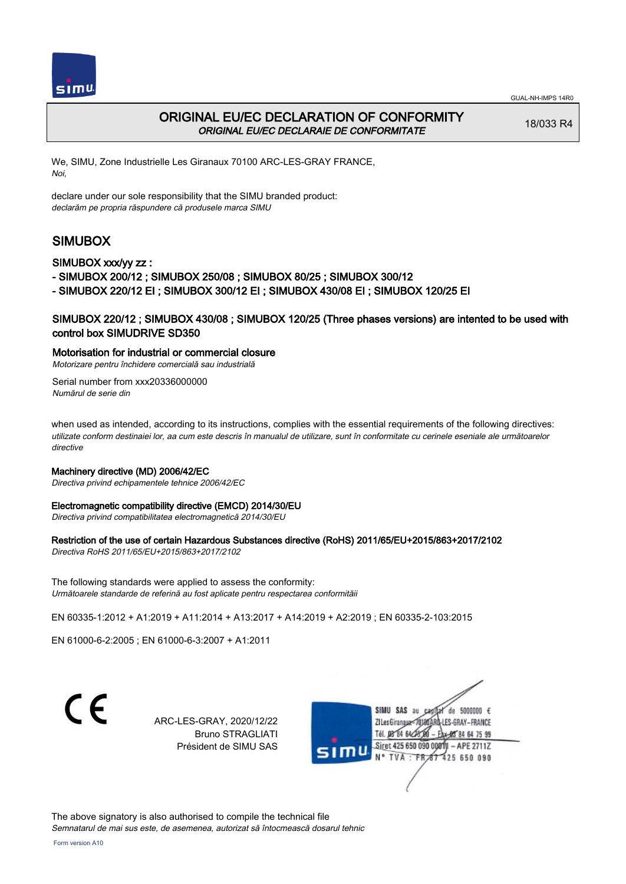# ORIGINAL EU/EC DECLARATION OF CONFORMITY

*ORIGINAL EU/EC DECLARAIE DE CONFORMITATE*

18/033 R4

We, SIMU, Zone Industrielle Les Giranaux 70100 ARC-LES-GRAY FRANCE,
*Noi,*

declare under our sole responsibility that the SIMU branded product:
*declarăm pe propria răspundere că produsele marca SIMU*

## SIMUBOX

### SIMUBOX xxx/yy zz :

- SIMUBOX 200/12 ; SIMUBOX 250/08 ; SIMUBOX 80/25 ; SIMUBOX 300/12
- SIMUBOX 220/12 EI ; SIMUBOX 300/12 EI ; SIMUBOX 430/08 EI ; SIMUBOX 120/25 EI

### SIMUBOX 220/12 ; SIMUBOX 430/08 ; SIMUBOX 120/25 (Three phases versions) are intented to be used with control box SIMUDRIVE SD350

**Motorisation for industrial or commercial closure**
*Motorizare pentru închidere comercială sau industrială*

Serial number from xxx20336000000
*Numărul de serie din*

when used as intended, according to its instructions, complies with the essential requirements of the following directives:
*utilizate conform destinaiei lor, aa cum este descris în manualul de utilizare, sunt în conformitate cu cerinele eseniale ale următoarelor directive*

**Machinery directive (MD) 2006/42/EC**
*Directiva privind echipamentele tehnice 2006/42/EC*

**Electromagnetic compatibility directive (EMCD) 2014/30/EU**
*Directiva privind compatibilitatea electromagnetică 2014/30/EU*

**Restriction of the use of certain Hazardous Substances directive (RoHS) 2011/65/EU+2015/863+2017/2102**
*Directiva RoHS 2011/65/EU+2015/863+2017/2102*

The following standards were applied to assess the conformity:
*Următoarele standarde de referină au fost aplicate pentru respectarea conformităii*

EN 60335-1:2012 + A1:2019 + A11:2014 + A13:2017 + A14:2019 + A2:2019 ; EN 60335-2-103:2015

EN 61000-6-2:2005 ; EN 61000-6-3:2007 + A1:2011

CE

ARC-LES-GRAY, 2020/12/22
Bruno STRAGLIATI
Président de SIMU SAS

SIMU SAS au capital de 5000000 €
ZI Les Giranaux 70100 ARC-LES-GRAY-FRANCE
Tél. 03 84 64 75 00 – Fax 03 84 64 75 99
Siret 425 650 090 00011 – APE 2711Z
N° TVA : FR 87 425 650 090

The above signatory is also authorised to compile the technical file
*Semnatarul de mai sus este, de asemenea, autorizat să întocmească dosarul tehnic*

Form version A10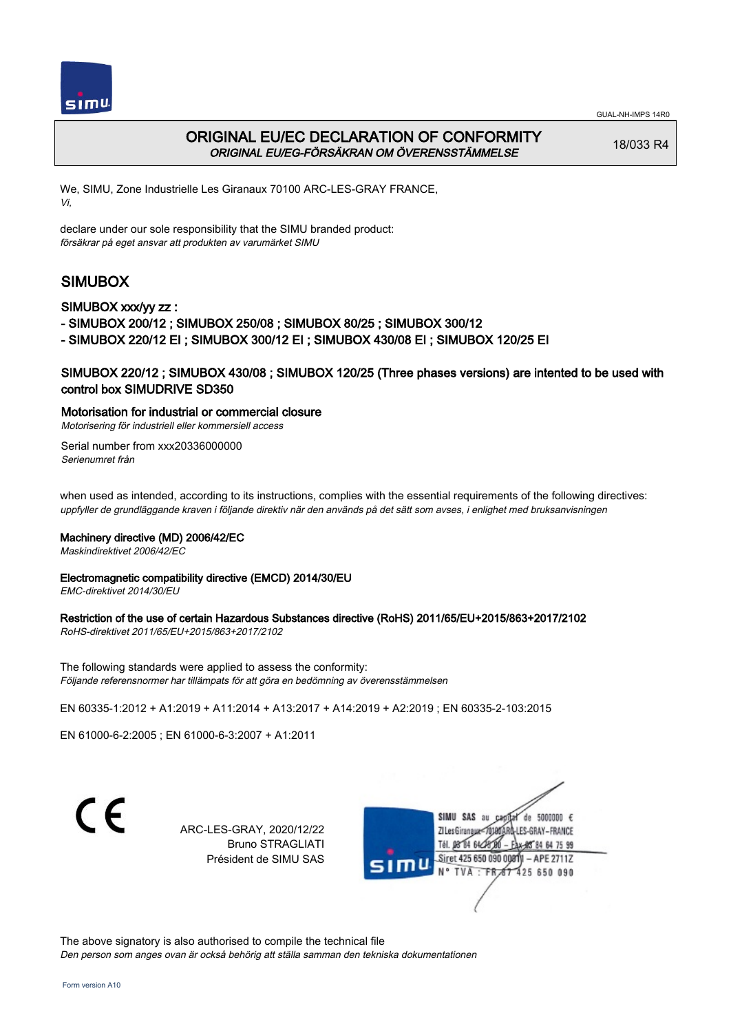GUAL-NH-IMPS 14R0

# ORIGINAL EU/EC DECLARATION OF CONFORMITY
*ORIGINAL EU/EG-FÖRSÄKRAN OM ÖVERENSSTÄMMELSE*

18/033 R4

We, SIMU, Zone Industrielle Les Giranaux 70100 ARC-LES-GRAY FRANCE,
*Vi,*

declare under our sole responsibility that the SIMU branded product:
*försäkrar på eget ansvar att produkten av varumärket SIMU*

## SIMUBOX

### SIMUBOX xxx/yy zz :

- SIMUBOX 200/12 ; SIMUBOX 250/08 ; SIMUBOX 80/25 ; SIMUBOX 300/12
- SIMUBOX 220/12 EI ; SIMUBOX 300/12 EI ; SIMUBOX 430/08 EI ; SIMUBOX 120/25 EI

### SIMUBOX 220/12 ; SIMUBOX 430/08 ; SIMUBOX 120/25 (Three phases versions) are intented to be used with control box SIMUDRIVE SD350

**Motorisation for industrial or commercial closure**
*Motorisering för industriell eller kommersiell access*

Serial number from xxx20336000000
*Serienumret från*

when used as intended, according to its instructions, complies with the essential requirements of the following directives:
*uppfyller de grundläggande kraven i följande direktiv när den används på det sätt som avses, i enlighet med bruksanvisningen*

**Machinery directive (MD) 2006/42/EC**
*Maskindirektivet 2006/42/EC*

**Electromagnetic compatibility directive (EMCD) 2014/30/EU**
*EMC-direktivet 2014/30/EU*

**Restriction of the use of certain Hazardous Substances directive (RoHS) 2011/65/EU+2015/863+2017/2102**
*RoHS-direktivet 2011/65/EU+2015/863+2017/2102*

The following standards were applied to assess the conformity:
*Följande referensnormer har tillämpats för att göra en bedömning av överensstämmelsen*

EN 60335-1:2012 + A1:2019 + A11:2014 + A13:2017 + A14:2019 + A2:2019 ; EN 60335-2-103:2015

EN 61000-6-2:2005 ; EN 61000-6-3:2007 + A1:2011

CE

ARC-LES-GRAY, 2020/12/22
Bruno STRAGLIATI
Président de SIMU SAS

SIMU SAS au capital de 5000000 €
ZI Les Giranaux 70100 ARC-LES-GRAY-FRANCE
Tél. 03 84 64 75 00 – Fax 03 84 64 75 99
Siret 425 650 090 00011 – APE 2711Z
N° TVA : FR 87 425 650 090

The above signatory is also authorised to compile the technical file
*Den person som anges ovan är också behörig att ställa samman den tekniska dokumentationen*

Form version A10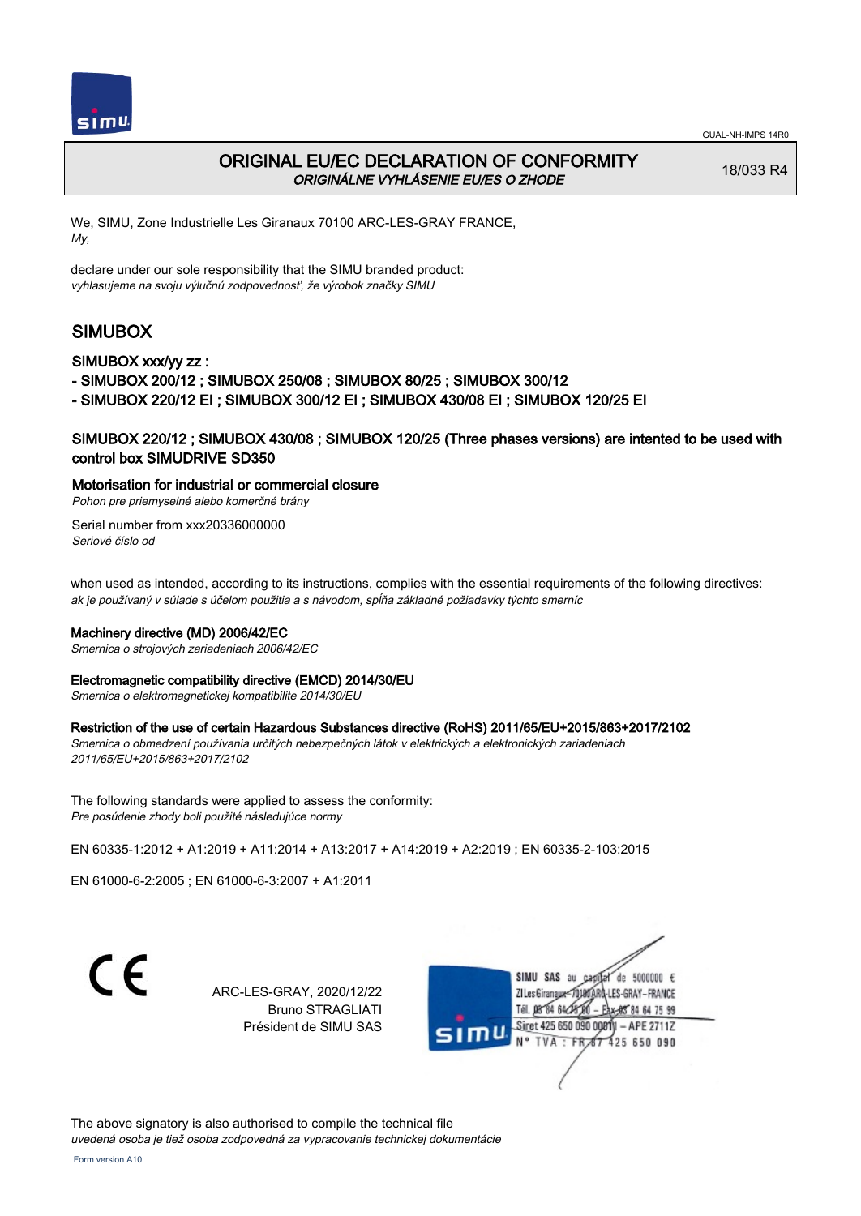GUAL-NH-IMPS 14R0

# ORIGINAL EU/EC DECLARATION OF CONFORMITY
*ORIGINÁLNE VYHLÁSENIE EU/ES O ZHODE*

18/033 R4

We, SIMU, Zone Industrielle Les Giranaux 70100 ARC-LES-GRAY FRANCE,
*My,*

declare under our sole responsibility that the SIMU branded product:
*vyhlasujeme na svoju výlučnú zodpovednosť, že výrobok značky SIMU*

## SIMUBOX

### SIMUBOX xxx/yy zz :

- SIMUBOX 200/12 ; SIMUBOX 250/08 ; SIMUBOX 80/25 ; SIMUBOX 300/12
- SIMUBOX 220/12 EI ; SIMUBOX 300/12 EI ; SIMUBOX 430/08 EI ; SIMUBOX 120/25 EI

### SIMUBOX 220/12 ; SIMUBOX 430/08 ; SIMUBOX 120/25 (Three phases versions) are intented to be used with control box SIMUDRIVE SD350

**Motorisation for industrial or commercial closure**
*Pohon pre priemyselné alebo komerčné brány*

Serial number from xxx20336000000
*Seriové číslo od*

when used as intended, according to its instructions, complies with the essential requirements of the following directives:
*ak je používaný v súlade s účelom použitia a s návodom, spĺňa základné požiadavky týchto smerníc*

**Machinery directive (MD) 2006/42/EC**
*Smernica o strojových zariadeniach 2006/42/EC*

**Electromagnetic compatibility directive (EMCD) 2014/30/EU**
*Smernica o elektromagnetickej kompatibilite 2014/30/EU*

**Restriction of the use of certain Hazardous Substances directive (RoHS) 2011/65/EU+2015/863+2017/2102**
*Smernica o obmedzení používania určitých nebezpečných látok v elektrických a elektronických zariadeniach 2011/65/EU+2015/863+2017/2102*

The following standards were applied to assess the conformity:
*Pre posúdenie zhody boli použité následujúce normy*

EN 60335-1:2012 + A1:2019 + A11:2014 + A13:2017 + A14:2019 + A2:2019 ; EN 60335-2-103:2015

EN 61000-6-2:2005 ; EN 61000-6-3:2007 + A1:2011

CE

ARC-LES-GRAY, 2020/12/22
Bruno STRAGLIATI
Président de SIMU SAS

SIMU SAS au capital de 5000000 €
ZI Les Giranaux - 70100 ARC-LES-GRAY - FRANCE
Tél. 03 84 64 75 00 - Fax 03 84 64 75 99
Siret 425 650 090 00011 - APE 2711Z
N° TVA : FR 87 425 650 090

The above signatory is also authorised to compile the technical file
*uvedená osoba je tiež osoba zodpovedná za vypracovanie technickej dokumentácie*

Form version A10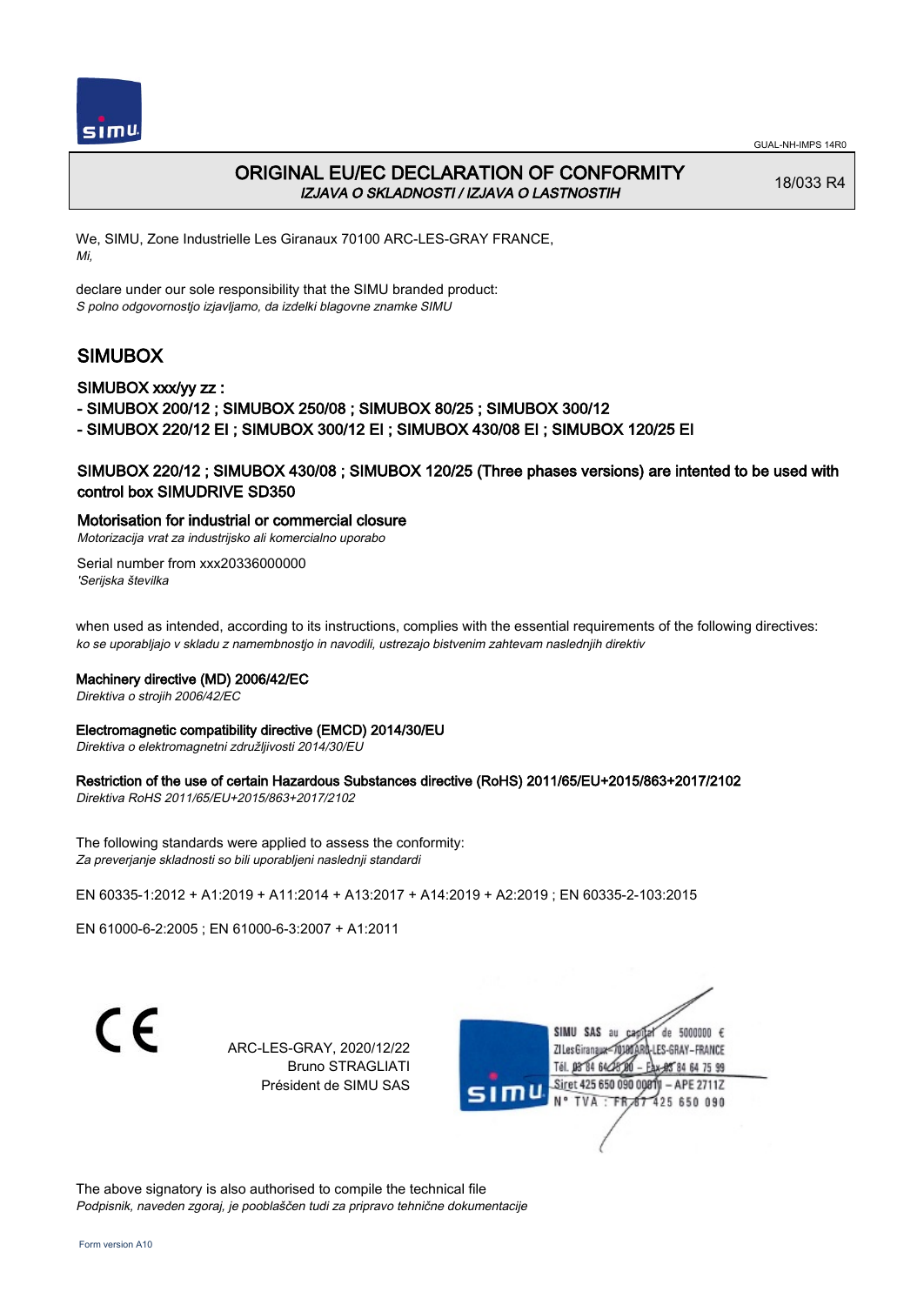GUAL-NH-IMPS 14R0

# ORIGINAL EU/EC DECLARATION OF CONFORMITY
*IZJAVA O SKLADNOSTI / IZJAVA O LASTNOSTIH*

18/033 R4

We, SIMU, Zone Industrielle Les Giranaux 70100 ARC-LES-GRAY FRANCE,
*Mi,*

declare under our sole responsibility that the SIMU branded product:
*S polno odgovornostjo izjavljamo, da izdelki blagovne znamke SIMU*

## SIMUBOX

### SIMUBOX xxx/yy zz :

- SIMUBOX 200/12 ; SIMUBOX 250/08 ; SIMUBOX 80/25 ; SIMUBOX 300/12
- SIMUBOX 220/12 EI ; SIMUBOX 300/12 EI ; SIMUBOX 430/08 EI ; SIMUBOX 120/25 EI

### SIMUBOX 220/12 ; SIMUBOX 430/08 ; SIMUBOX 120/25 (Three phases versions) are intented to be used with control box SIMUDRIVE SD350

**Motorisation for industrial or commercial closure**
*Motorizacija vrat za industrijsko ali komercialno uporabo*

Serial number from xxx20336000000
*'Serijska številka*

when used as intended, according to its instructions, complies with the essential requirements of the following directives:
*ko se uporabljajo v skladu z namembnostjo in navodili, ustrezajo bistvenim zahtevam naslednjih direktiv*

**Machinery directive (MD) 2006/42/EC**
*Direktiva o strojih 2006/42/EC*

**Electromagnetic compatibility directive (EMCD) 2014/30/EU**
*Direktiva o elektromagnetni združljivosti 2014/30/EU*

**Restriction of the use of certain Hazardous Substances directive (RoHS) 2011/65/EU+2015/863+2017/2102**
*Direktiva RoHS 2011/65/EU+2015/863+2017/2102*

The following standards were applied to assess the conformity:
*Za preverjanje skladnosti so bili uporabljeni naslednji standardi*

EN 60335-1:2012 + A1:2019 + A11:2014 + A13:2017 + A14:2019 + A2:2019 ; EN 60335-2-103:2015

EN 61000-6-2:2005 ; EN 61000-6-3:2007 + A1:2011

CE

ARC-LES-GRAY, 2020/12/22
Bruno STRAGLIATI
Président de SIMU SAS

SIMU SAS au capital de 5000000 €
ZI Les Giranaux 70100 ARC-LES-GRAY-FRANCE
Tél. 03 84 64 78 00 – Fax 03 84 64 75 99
Siret 425 650 090 00011 – APE 2711Z
N° TVA : FR 87 425 650 090

The above signatory is also authorised to compile the technical file
*Podpisnik, naveden zgoraj, je pooblaščen tudi za pripravo tehnične dokumentacije*

Form version A10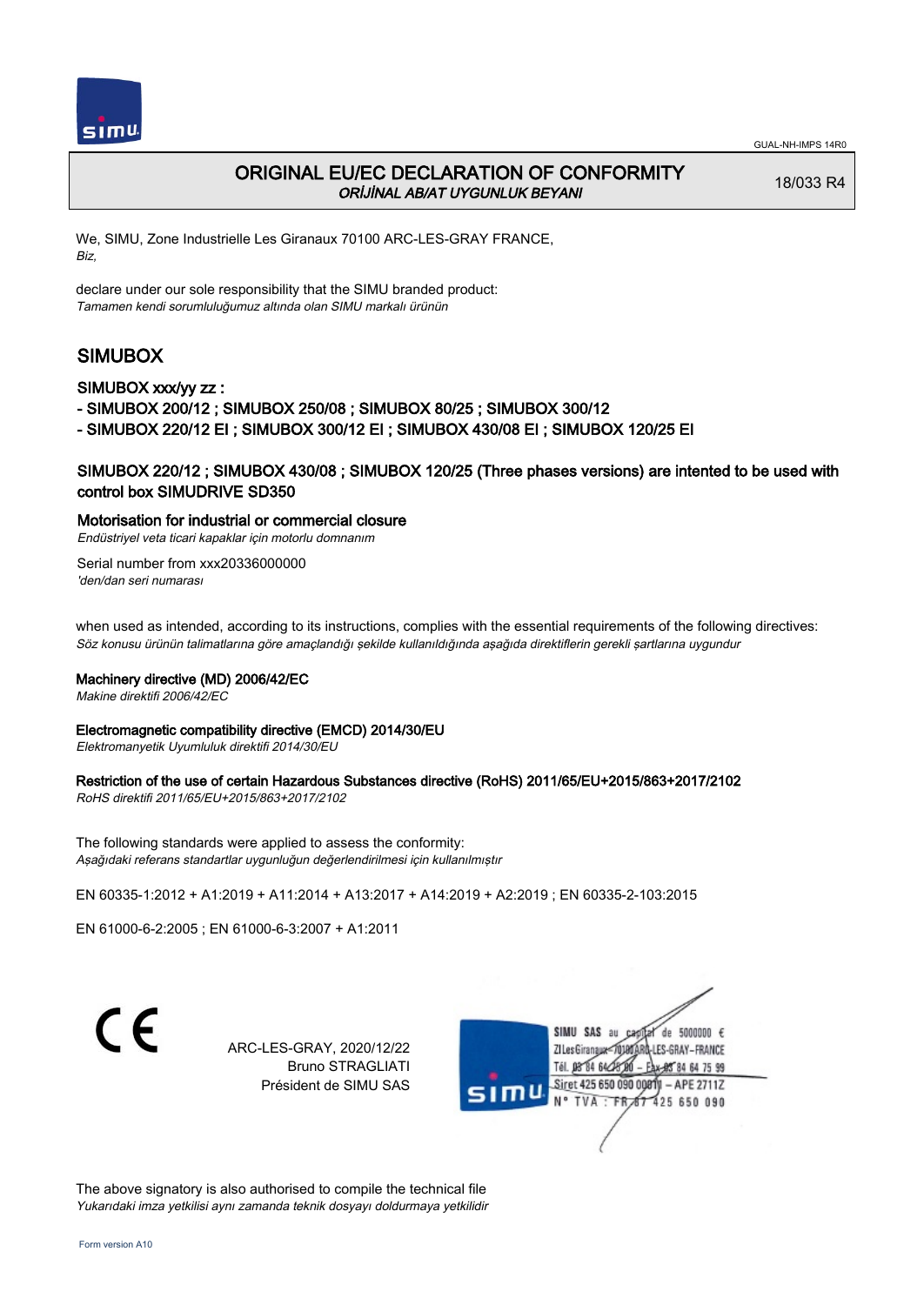GUAL-NH-IMPS 14R0

# ORIGINAL EU/EC DECLARATION OF CONFORMITY

*ORİJİNAL AB/AT UYGUNLUK BEYANI*

18/033 R4

We, SIMU, Zone Industrielle Les Giranaux 70100 ARC-LES-GRAY FRANCE,
*Biz,*

declare under our sole responsibility that the SIMU branded product:
*Tamamen kendi sorumluluğumuz altında olan SIMU markalı ürünün*

## SIMUBOX

### SIMUBOX xxx/yy zz :

- SIMUBOX 200/12 ; SIMUBOX 250/08 ; SIMUBOX 80/25 ; SIMUBOX 300/12
- SIMUBOX 220/12 EI ; SIMUBOX 300/12 EI ; SIMUBOX 430/08 EI ; SIMUBOX 120/25 EI

### SIMUBOX 220/12 ; SIMUBOX 430/08 ; SIMUBOX 120/25 (Three phases versions) are intented to be used with control box SIMUDRIVE SD350

**Motorisation for industrial or commercial closure**
*Endüstriyel veta ticari kapaklar için motorlu domnanım*

Serial number from xxx20336000000
*'den/dan seri numarası*

when used as intended, according to its instructions, complies with the essential requirements of the following directives:
*Söz konusu ürünün talimatlarına göre amaçlandığı şekilde kullanıldığında aşağıda direktiflerin gerekli şartlarına uygundur*

**Machinery directive (MD) 2006/42/EC**
*Makine direktifi 2006/42/EC*

**Electromagnetic compatibility directive (EMCD) 2014/30/EU**
*Elektromanyetik Uyumluluk direktifi 2014/30/EU*

**Restriction of the use of certain Hazardous Substances directive (RoHS) 2011/65/EU+2015/863+2017/2102**
*RoHS direktifi 2011/65/EU+2015/863+2017/2102*

The following standards were applied to assess the conformity:
*Aşağıdaki referans standartlar uygunluğun değerlendirilmesi için kullanılmıştır*

EN 60335-1:2012 + A1:2019 + A11:2014 + A13:2017 + A14:2019 + A2:2019 ; EN 60335-2-103:2015

EN 61000-6-2:2005 ; EN 61000-6-3:2007 + A1:2011

CE

ARC-LES-GRAY, 2020/12/22
Bruno STRAGLIATI
Président de SIMU SAS

SIMU SAS au capital de 5000000 €
ZI Les Giranaux 70100 ARC-LES-GRAY-FRANCE
Tél. 03 84 64 75 00 – Fax 03 84 64 75 99
Siret 425 650 090 00011 – APE 2711Z
N° TVA : FR 67 425 650 090

The above signatory is also authorised to compile the technical file
*Yukarıdaki imza yetkilisi aynı zamanda teknik dosyayı doldurmaya yetkilidir*

Form version A10